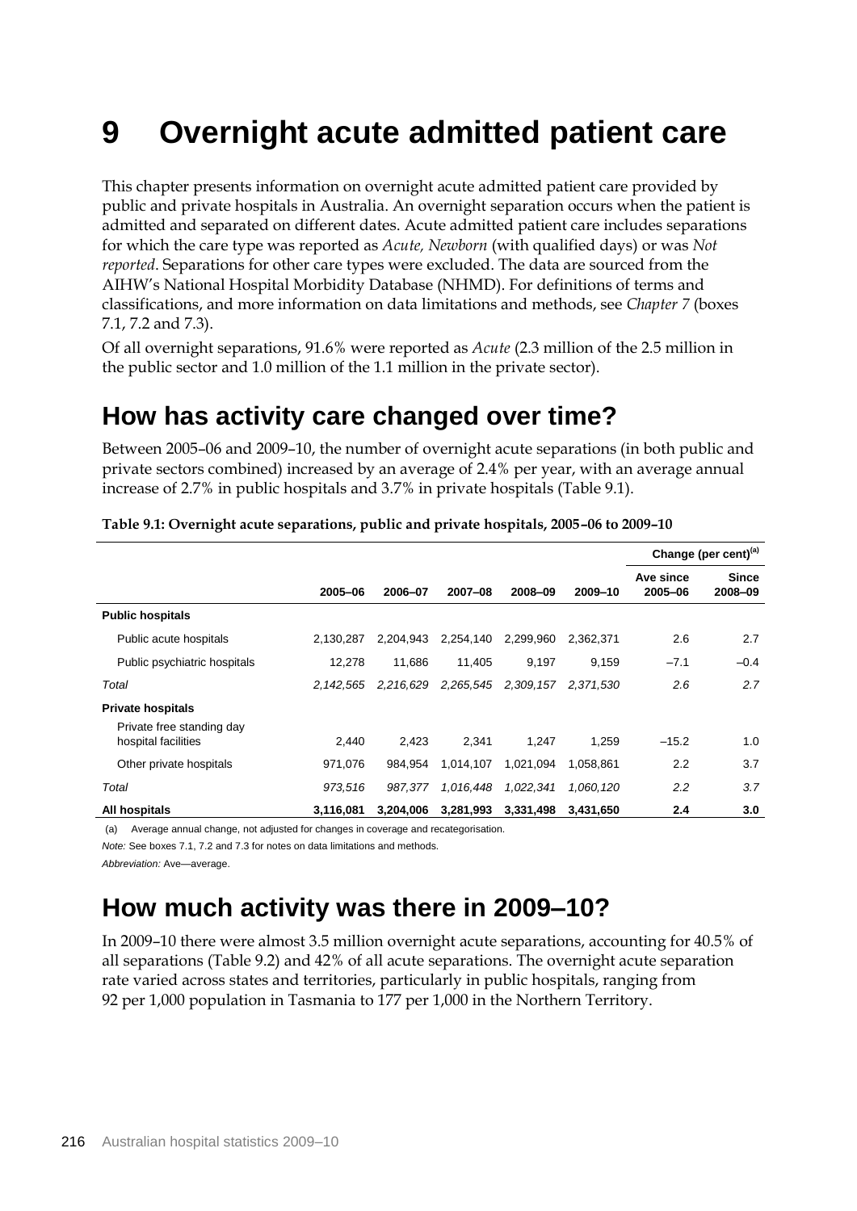# 9 Overnight acute admitted patient care

This chapter presents information on overnight acute admitted patient care provided by public and private hospitals in Australia. An overnight separation occurs when the patient is admitted and separated on different dates. Acute admitted patient care includes separations for which the care type was reported as *Acute, Newborn* (with qualified days) or was *Not reported*. Separations for other care types were excluded. The data are sourced from the AIHW's National Hospital Morbidity Database (NHMD). For definitions of terms and classifications, and more information on data limitations and methods, see *Chapter 7* (boxes 7.1, 7.2 and 7.3).

Of all overnight separations, 91.6% were reported as *Acute* (2.3 million of the 2.5 million in the public sector and 1.0 million of the 1.1 million in the private sector).

## How has activity care changed over time?

Between 2005–06 and 2009–10, the number of overnight acute separations (in both public and private sectors combined) increased by an average of 2.4% per year, with an average annual increase of 2.7% in public hospitals and 3.7% in private hospitals (Table 9.1).

**Table 9.1: Overnight acute separations, public and private hospitals, 2005–06 to 2009–10**

| | | | | | | Change (per cent)[(a)] | |
|---|---|---|---|---|---|---|---|
| | 2005–06 | 2006–07 | 2007–08 | 2008–09 | 2009–10 | Ave since 2005–06 | Since 2008–09 |
| **Public hospitals** | | | | | | | |
| Public acute hospitals | 2,130,287 | 2,204,943 | 2,254,140 | 2,299,960 | 2,362,371 | 2.6 | 2.7 |
| Public psychiatric hospitals | 12,278 | 11,686 | 11,405 | 9,197 | 9,159 | –7.1 | –0.4 |
| *Total* | *2,142,565* | *2,216,629* | *2,265,545* | *2,309,157* | *2,371,530* | *2.6* | *2.7* |
| **Private hospitals** | | | | | | | |
| Private free standing day hospital facilities | 2,440 | 2,423 | 2,341 | 1,247 | 1,259 | –15.2 | 1.0 |
| Other private hospitals | 971,076 | 984,954 | 1,014,107 | 1,021,094 | 1,058,861 | 2.2 | 3.7 |
| *Total* | *973,516* | *987,377* | *1,016,448* | *1,022,341* | *1,060,120* | *2.2* | *3.7* |
| **All hospitals** | **3,116,081** | **3,204,006** | **3,281,993** | **3,331,498** | **3,431,650** | **2.4** | **3.0** |

(a) Average annual change, not adjusted for changes in coverage and recategorisation.

*Note:* See boxes 7.1, 7.2 and 7.3 for notes on data limitations and methods.

*Abbreviation:* Ave—average.

## How much activity was there in 2009–10?

In 2009–10 there were almost 3.5 million overnight acute separations, accounting for 40.5% of all separations (Table 9.2) and 42% of all acute separations. The overnight acute separation rate varied across states and territories, particularly in public hospitals, ranging from 92 per 1,000 population in Tasmania to 177 per 1,000 in the Northern Territory.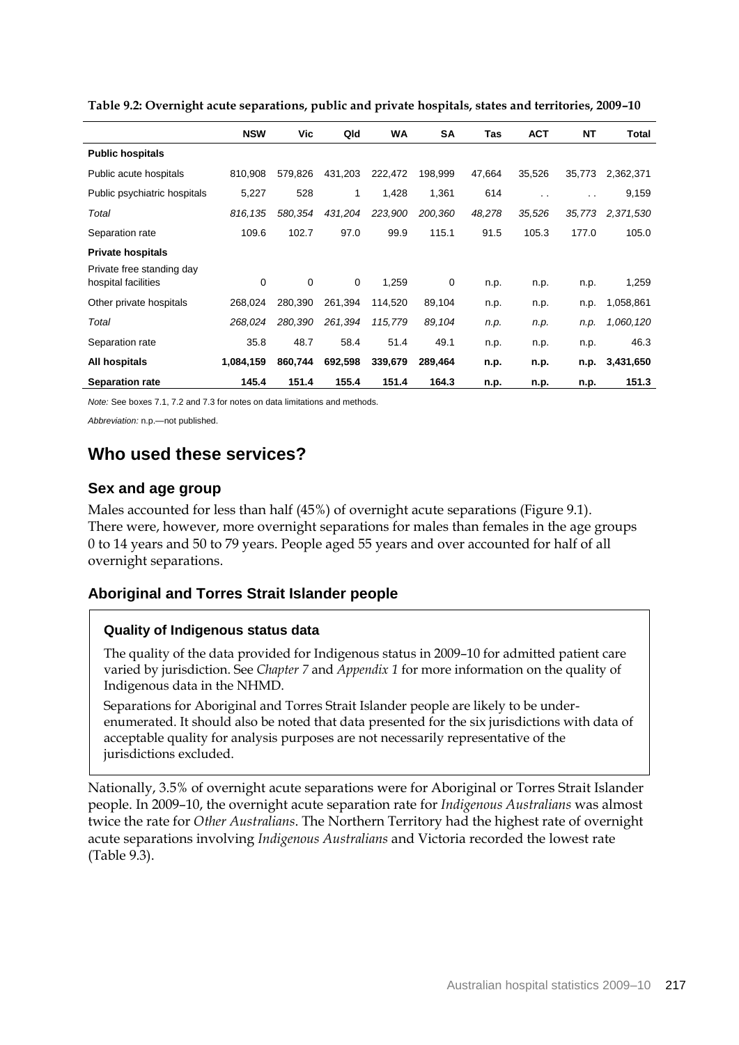**Table 9.2: Overnight acute separations, public and private hospitals, states and territories, 2009–10**

| | NSW | Vic | Qld | WA | SA | Tas | ACT | NT | Total |
|---|---|---|---|---|---|---|---|---|---|
| **Public hospitals** | | | | | | | | | |
| Public acute hospitals | 810,908 | 579,826 | 431,203 | 222,472 | 198,999 | 47,664 | 35,526 | 35,773 | 2,362,371 |
| Public psychiatric hospitals | 5,227 | 528 | 1 | 1,428 | 1,361 | 614 | . . | . . | 9,159 |
| *Total* | *816,135* | *580,354* | *431,204* | *223,900* | *200,360* | *48,278* | *35,526* | *35,773* | *2,371,530* |
| Separation rate | 109.6 | 102.7 | 97.0 | 99.9 | 115.1 | 91.5 | 105.3 | 177.0 | 105.0 |
| **Private hospitals** | | | | | | | | | |
| Private free standing day hospital facilities | 0 | 0 | 0 | 1,259 | 0 | n.p. | n.p. | n.p. | 1,259 |
| Other private hospitals | 268,024 | 280,390 | 261,394 | 114,520 | 89,104 | n.p. | n.p. | n.p. | 1,058,861 |
| *Total* | *268,024* | *280,390* | *261,394* | *115,779* | *89,104* | *n.p.* | *n.p.* | *n.p.* | *1,060,120* |
| Separation rate | 35.8 | 48.7 | 58.4 | 51.4 | 49.1 | n.p. | n.p. | n.p. | 46.3 |
| **All hospitals** | **1,084,159** | **860,744** | **692,598** | **339,679** | **289,464** | **n.p.** | **n.p.** | **n.p.** | **3,431,650** |
| **Separation rate** | **145.4** | **151.4** | **155.4** | **151.4** | **164.3** | **n.p.** | **n.p.** | **n.p.** | **151.3** |

*Note:* See boxes 7.1, 7.2 and 7.3 for notes on data limitations and methods.

*Abbreviation:* n.p.—not published.

## Who used these services?

### Sex and age group

Males accounted for less than half (45%) of overnight acute separations (Figure 9.1). There were, however, more overnight separations for males than females in the age groups 0 to 14 years and 50 to 79 years. People aged 55 years and over accounted for half of all overnight separations.

### Aboriginal and Torres Strait Islander people

#### Quality of Indigenous status data

The quality of the data provided for Indigenous status in 2009–10 for admitted patient care varied by jurisdiction. See *Chapter 7* and *Appendix 1* for more information on the quality of Indigenous data in the NHMD.

Separations for Aboriginal and Torres Strait Islander people are likely to be under-enumerated. It should also be noted that data presented for the six jurisdictions with data of acceptable quality for analysis purposes are not necessarily representative of the jurisdictions excluded.

Nationally, 3.5% of overnight acute separations were for Aboriginal or Torres Strait Islander people. In 2009–10, the overnight acute separation rate for *Indigenous Australians* was almost twice the rate for *Other Australians*. The Northern Territory had the highest rate of overnight acute separations involving *Indigenous Australians* and Victoria recorded the lowest rate (Table 9.3).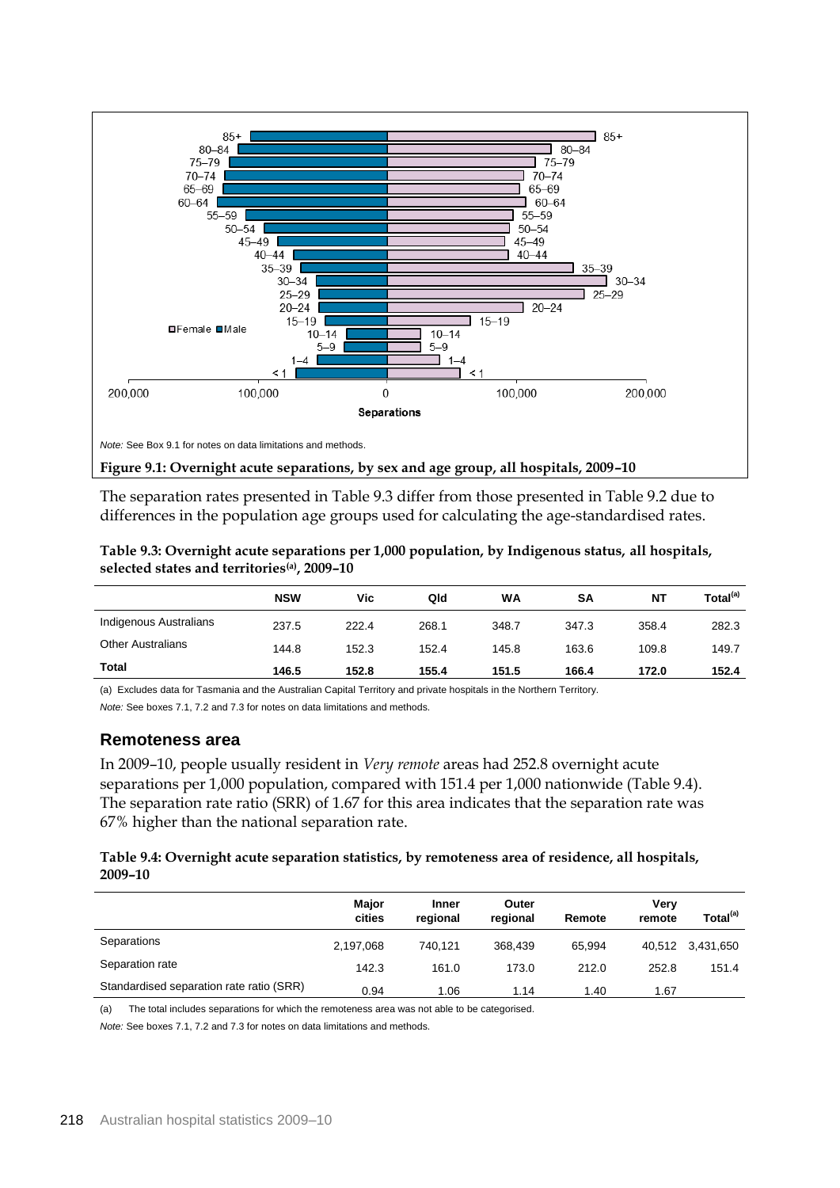Note: See Box 9.1 for notes on data limitations and methods.

**Figure 9.1: Overnight acute separations, by sex and age group, all hospitals, 2009–10**

The separation rates presented in Table 9.3 differ from those presented in Table 9.2 due to differences in the population age groups used for calculating the age-standardised rates.

**Table 9.3: Overnight acute separations per 1,000 population, by Indigenous status, all hospitals, selected states and territories[(a)], 2009–10**

| | NSW | Vic | Qld | WA | SA | NT | Total[(a)] |
|---|---|---|---|---|---|---|---|
| Indigenous Australians | 237.5 | 222.4 | 268.1 | 348.7 | 347.3 | 358.4 | 282.3 |
| Other Australians | 144.8 | 152.3 | 152.4 | 145.8 | 163.6 | 109.8 | 149.7 |
| **Total** | **146.5** | **152.8** | **155.4** | **151.5** | **166.4** | **172.0** | **152.4** |

(a) Excludes data for Tasmania and the Australian Capital Territory and private hospitals in the Northern Territory.

*Note:* See boxes 7.1, 7.2 and 7.3 for notes on data limitations and methods.

## Remoteness area

In 2009–10, people usually resident in *Very remote* areas had 252.8 overnight acute separations per 1,000 population, compared with 151.4 per 1,000 nationwide (Table 9.4). The separation rate ratio (SRR) of 1.67 for this area indicates that the separation rate was 67% higher than the national separation rate.

**Table 9.4: Overnight acute separation statistics, by remoteness area of residence, all hospitals, 2009–10**

| | Major cities | Inner regional | Outer regional | Remote | Very remote | Total[(a)] |
|---|---|---|---|---|---|---|
| Separations | 2,197,068 | 740,121 | 368,439 | 65,994 | 40,512 | 3,431,650 |
| Separation rate | 142.3 | 161.0 | 173.0 | 212.0 | 252.8 | 151.4 |
| Standardised separation rate ratio (SRR) | 0.94 | 1.06 | 1.14 | 1.40 | 1.67 | |

(a) The total includes separations for which the remoteness area was not able to be categorised.

*Note:* See boxes 7.1, 7.2 and 7.3 for notes on data limitations and methods.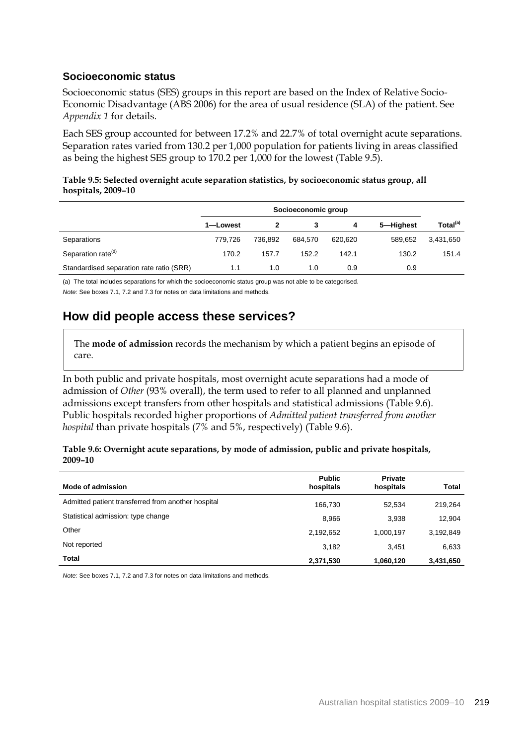### Socioeconomic status

Socioeconomic status (SES) groups in this report are based on the Index of Relative Socio-Economic Disadvantage (ABS 2006) for the area of usual residence (SLA) of the patient. See *Appendix 1* for details.

Each SES group accounted for between 17.2% and 22.7% of total overnight acute separations. Separation rates varied from 130.2 per 1,000 population for patients living in areas classified as being the highest SES group to 170.2 per 1,000 for the lowest (Table 9.5).

**Table 9.5: Selected overnight acute separation statistics, by socioeconomic status group, all hospitals, 2009–10**

| | Socioeconomic group | | | | | |
|---|---|---|---|---|---|---|
| | 1—Lowest | 2 | 3 | 4 | 5—Highest | Total[(a)] |
| Separations | 779,726 | 736,892 | 684,570 | 620,620 | 589,652 | 3,431,650 |
| Separation rate[(d)] | 170.2 | 157.7 | 152.2 | 142.1 | 130.2 | 151.4 |
| Standardised separation rate ratio (SRR) | 1.1 | 1.0 | 1.0 | 0.9 | 0.9 | |

(a) The total includes separations for which the socioeconomic status group was not able to be categorised.

*Note:* See boxes 7.1, 7.2 and 7.3 for notes on data limitations and methods.

## How did people access these services?

The **mode of admission** records the mechanism by which a patient begins an episode of care.

In both public and private hospitals, most overnight acute separations had a mode of admission of *Other* (93% overall), the term used to refer to all planned and unplanned admissions except transfers from other hospitals and statistical admissions (Table 9.6). Public hospitals recorded higher proportions of *Admitted patient transferred from another hospital* than private hospitals (7% and 5%, respectively) (Table 9.6).

**Table 9.6: Overnight acute separations, by mode of admission, public and private hospitals, 2009–10**

| Mode of admission | Public hospitals | Private hospitals | Total |
|---|---|---|---|
| Admitted patient transferred from another hospital | 166,730 | 52,534 | 219,264 |
| Statistical admission: type change | 8,966 | 3,938 | 12,904 |
| Other | 2,192,652 | 1,000,197 | 3,192,849 |
| Not reported | 3,182 | 3,451 | 6,633 |
| **Total** | **2,371,530** | **1,060,120** | **3,431,650** |

*Note:* See boxes 7.1, 7.2 and 7.3 for notes on data limitations and methods.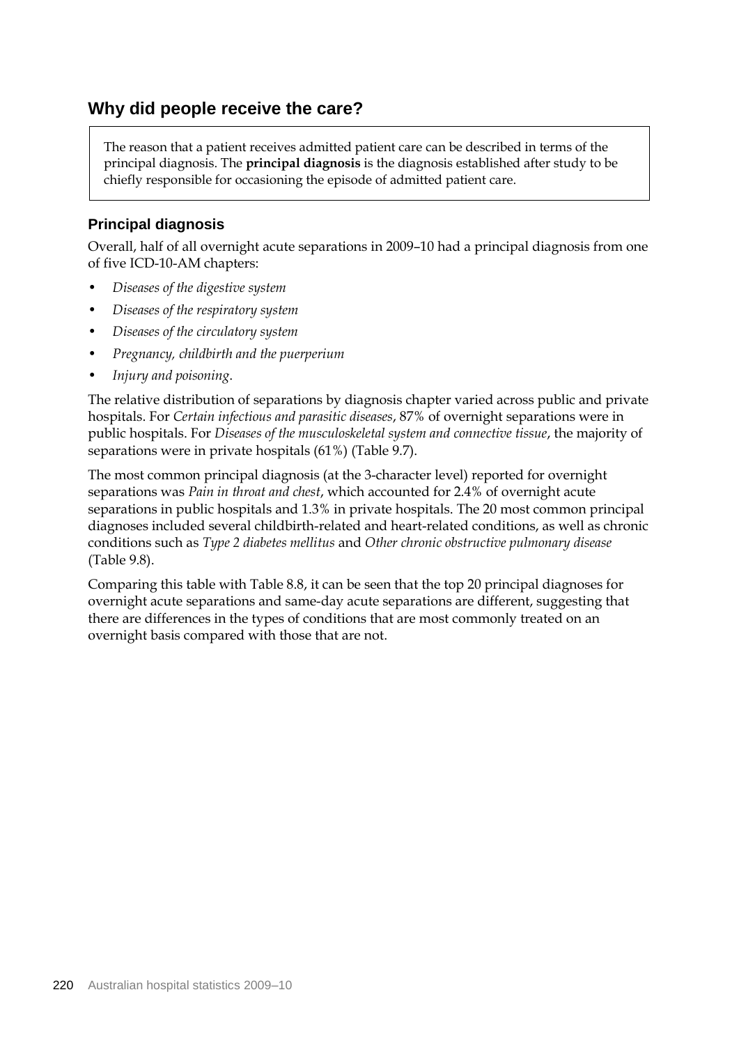## Why did people receive the care?

> The reason that a patient receives admitted patient care can be described in terms of the principal diagnosis. The **principal diagnosis** is the diagnosis established after study to be chiefly responsible for occasioning the episode of admitted patient care.

### Principal diagnosis

Overall, half of all overnight acute separations in 2009–10 had a principal diagnosis from one of five ICD-10-AM chapters:

- *Diseases of the digestive system*
- *Diseases of the respiratory system*
- *Diseases of the circulatory system*
- *Pregnancy, childbirth and the puerperium*
- *Injury and poisoning*.

The relative distribution of separations by diagnosis chapter varied across public and private hospitals. For *Certain infectious and parasitic diseases*, 87% of overnight separations were in public hospitals. For *Diseases of the musculoskeletal system and connective tissue*, the majority of separations were in private hospitals (61%) (Table 9.7).

The most common principal diagnosis (at the 3-character level) reported for overnight separations was *Pain in throat and chest*, which accounted for 2.4% of overnight acute separations in public hospitals and 1.3% in private hospitals. The 20 most common principal diagnoses included several childbirth-related and heart-related conditions, as well as chronic conditions such as *Type 2 diabetes mellitus* and *Other chronic obstructive pulmonary disease* (Table 9.8).

Comparing this table with Table 8.8, it can be seen that the top 20 principal diagnoses for overnight acute separations and same-day acute separations are different, suggesting that there are differences in the types of conditions that are most commonly treated on an overnight basis compared with those that are not.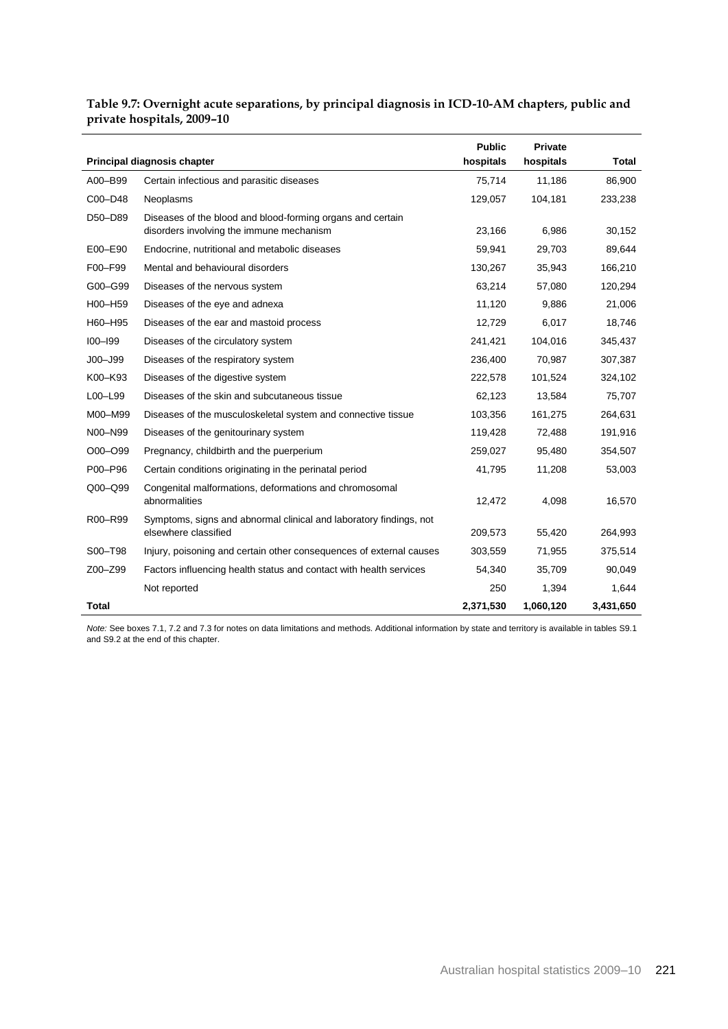**Table 9.7: Overnight acute separations, by principal diagnosis in ICD-10-AM chapters, public and private hospitals, 2009–10**

| Principal diagnosis chapter | | Public hospitals | Private hospitals | Total |
|---|---|---|---|---|
| A00–B99 | Certain infectious and parasitic diseases | 75,714 | 11,186 | 86,900 |
| C00–D48 | Neoplasms | 129,057 | 104,181 | 233,238 |
| D50–D89 | Diseases of the blood and blood-forming organs and certain disorders involving the immune mechanism | 23,166 | 6,986 | 30,152 |
| E00–E90 | Endocrine, nutritional and metabolic diseases | 59,941 | 29,703 | 89,644 |
| F00–F99 | Mental and behavioural disorders | 130,267 | 35,943 | 166,210 |
| G00–G99 | Diseases of the nervous system | 63,214 | 57,080 | 120,294 |
| H00–H59 | Diseases of the eye and adnexa | 11,120 | 9,886 | 21,006 |
| H60–H95 | Diseases of the ear and mastoid process | 12,729 | 6,017 | 18,746 |
| I00–I99 | Diseases of the circulatory system | 241,421 | 104,016 | 345,437 |
| J00–J99 | Diseases of the respiratory system | 236,400 | 70,987 | 307,387 |
| K00–K93 | Diseases of the digestive system | 222,578 | 101,524 | 324,102 |
| L00–L99 | Diseases of the skin and subcutaneous tissue | 62,123 | 13,584 | 75,707 |
| M00–M99 | Diseases of the musculoskeletal system and connective tissue | 103,356 | 161,275 | 264,631 |
| N00–N99 | Diseases of the genitourinary system | 119,428 | 72,488 | 191,916 |
| O00–O99 | Pregnancy, childbirth and the puerperium | 259,027 | 95,480 | 354,507 |
| P00–P96 | Certain conditions originating in the perinatal period | 41,795 | 11,208 | 53,003 |
| Q00–Q99 | Congenital malformations, deformations and chromosomal abnormalities | 12,472 | 4,098 | 16,570 |
| R00–R99 | Symptoms, signs and abnormal clinical and laboratory findings, not elsewhere classified | 209,573 | 55,420 | 264,993 |
| S00–T98 | Injury, poisoning and certain other consequences of external causes | 303,559 | 71,955 | 375,514 |
| Z00–Z99 | Factors influencing health status and contact with health services | 54,340 | 35,709 | 90,049 |
| | Not reported | 250 | 1,394 | 1,644 |
| **Total** | | **2,371,530** | **1,060,120** | **3,431,650** |

*Note:* See boxes 7.1, 7.2 and 7.3 for notes on data limitations and methods. Additional information by state and territory is available in tables S9.1 and S9.2 at the end of this chapter.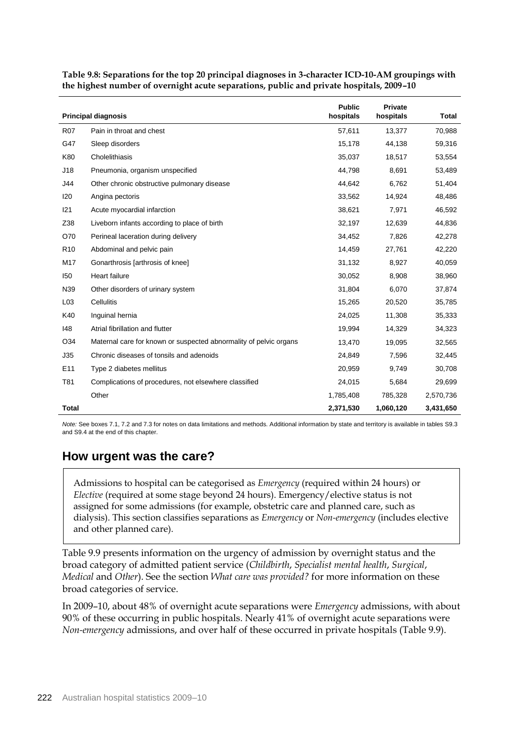**Table 9.8: Separations for the top 20 principal diagnoses in 3-character ICD-10-AM groupings with the highest number of overnight acute separations, public and private hospitals, 2009–10**

| Principal diagnosis | | Public hospitals | Private hospitals | Total |
|---|---|---|---|---|
| R07 | Pain in throat and chest | 57,611 | 13,377 | 70,988 |
| G47 | Sleep disorders | 15,178 | 44,138 | 59,316 |
| K80 | Cholelithiasis | 35,037 | 18,517 | 53,554 |
| J18 | Pneumonia, organism unspecified | 44,798 | 8,691 | 53,489 |
| J44 | Other chronic obstructive pulmonary disease | 44,642 | 6,762 | 51,404 |
| I20 | Angina pectoris | 33,562 | 14,924 | 48,486 |
| I21 | Acute myocardial infarction | 38,621 | 7,971 | 46,592 |
| Z38 | Liveborn infants according to place of birth | 32,197 | 12,639 | 44,836 |
| O70 | Perineal laceration during delivery | 34,452 | 7,826 | 42,278 |
| R10 | Abdominal and pelvic pain | 14,459 | 27,761 | 42,220 |
| M17 | Gonarthrosis [arthrosis of knee] | 31,132 | 8,927 | 40,059 |
| I50 | Heart failure | 30,052 | 8,908 | 38,960 |
| N39 | Other disorders of urinary system | 31,804 | 6,070 | 37,874 |
| L03 | Cellulitis | 15,265 | 20,520 | 35,785 |
| K40 | Inguinal hernia | 24,025 | 11,308 | 35,333 |
| I48 | Atrial fibrillation and flutter | 19,994 | 14,329 | 34,323 |
| O34 | Maternal care for known or suspected abnormality of pelvic organs | 13,470 | 19,095 | 32,565 |
| J35 | Chronic diseases of tonsils and adenoids | 24,849 | 7,596 | 32,445 |
| E11 | Type 2 diabetes mellitus | 20,959 | 9,749 | 30,708 |
| T81 | Complications of procedures, not elsewhere classified | 24,015 | 5,684 | 29,699 |
| | Other | 1,785,408 | 785,328 | 2,570,736 |
| **Total** | | **2,371,530** | **1,060,120** | **3,431,650** |

*Note:* See boxes 7.1, 7.2 and 7.3 for notes on data limitations and methods. Additional information by state and territory is available in tables S9.3 and S9.4 at the end of this chapter.

## How urgent was the care?

Admissions to hospital can be categorised as *Emergency* (required within 24 hours) or *Elective* (required at some stage beyond 24 hours). Emergency/elective status is not assigned for some admissions (for example, obstetric care and planned care, such as dialysis). This section classifies separations as *Emergency* or *Non-emergency* (includes elective and other planned care).

Table 9.9 presents information on the urgency of admission by overnight status and the broad category of admitted patient service (*Childbirth*, *Specialist mental health*, *Surgical*, *Medical* and *Other*). See the section *What care was provided?* for more information on these broad categories of service.

In 2009–10, about 48% of overnight acute separations were *Emergency* admissions, with about 90% of these occurring in public hospitals. Nearly 41% of overnight acute separations were *Non-emergency* admissions, and over half of these occurred in private hospitals (Table 9.9).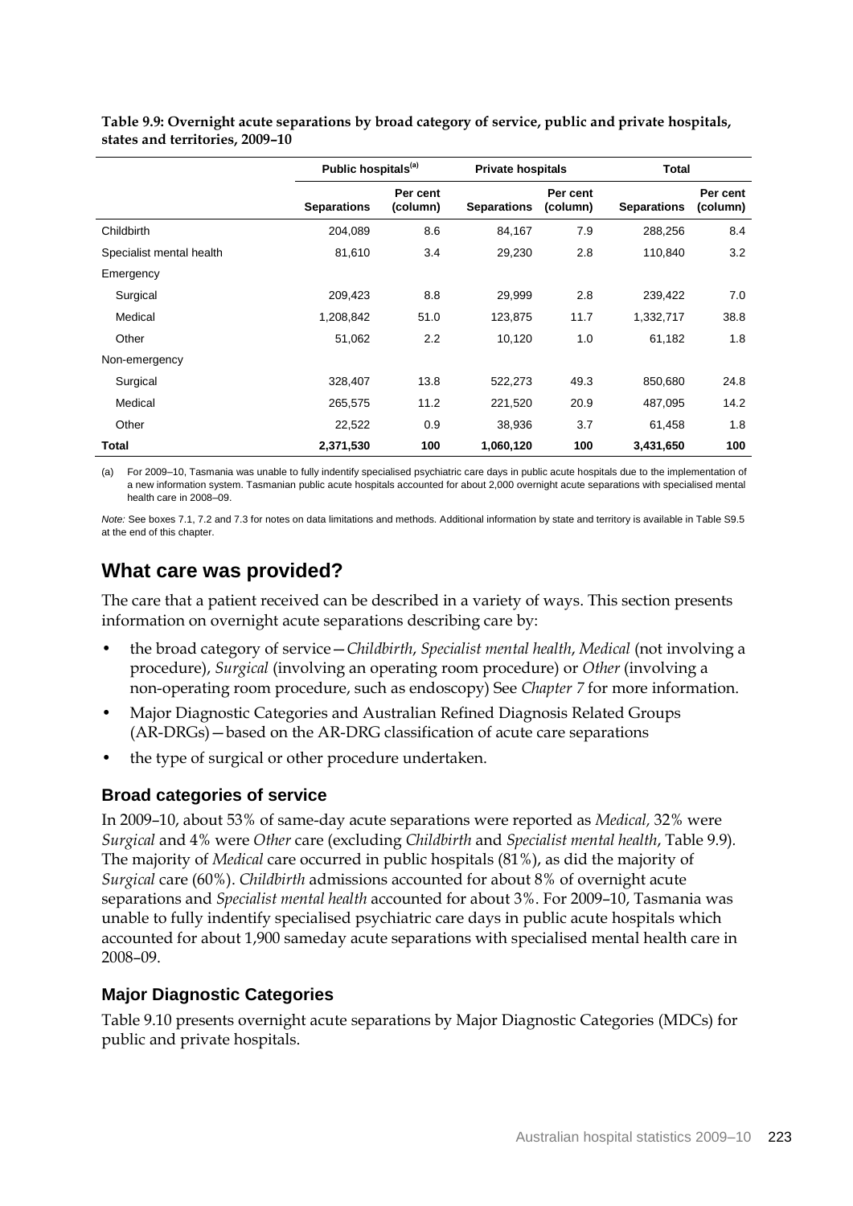**Table 9.9: Overnight acute separations by broad category of service, public and private hospitals, states and territories, 2009–10**

| | Public hospitals[(a)] | | Private hospitals | | Total | |
|---|---|---|---|---|---|---|
| | Separations | Per cent (column) | Separations | Per cent (column) | Separations | Per cent (column) |
| Childbirth | 204,089 | 8.6 | 84,167 | 7.9 | 288,256 | 8.4 |
| Specialist mental health | 81,610 | 3.4 | 29,230 | 2.8 | 110,840 | 3.2 |
| Emergency | | | | | | |
| Surgical | 209,423 | 8.8 | 29,999 | 2.8 | 239,422 | 7.0 |
| Medical | 1,208,842 | 51.0 | 123,875 | 11.7 | 1,332,717 | 38.8 |
| Other | 51,062 | 2.2 | 10,120 | 1.0 | 61,182 | 1.8 |
| Non-emergency | | | | | | |
| Surgical | 328,407 | 13.8 | 522,273 | 49.3 | 850,680 | 24.8 |
| Medical | 265,575 | 11.2 | 221,520 | 20.9 | 487,095 | 14.2 |
| Other | 22,522 | 0.9 | 38,936 | 3.7 | 61,458 | 1.8 |
| **Total** | **2,371,530** | **100** | **1,060,120** | **100** | **3,431,650** | **100** |

(a) For 2009–10, Tasmania was unable to fully indentify specialised psychiatric care days in public acute hospitals due to the implementation of a new information system. Tasmanian public acute hospitals accounted for about 2,000 overnight acute separations with specialised mental health care in 2008–09.

*Note:* See boxes 7.1, 7.2 and 7.3 for notes on data limitations and methods. Additional information by state and territory is available in Table S9.5 at the end of this chapter.

## What care was provided?

The care that a patient received can be described in a variety of ways. This section presents information on overnight acute separations describing care by:

- the broad category of service—*Childbirth*, *Specialist mental health*, *Medical* (not involving a procedure), *Surgical* (involving an operating room procedure) or *Other* (involving a non-operating room procedure, such as endoscopy) See *Chapter 7* for more information.
- Major Diagnostic Categories and Australian Refined Diagnosis Related Groups (AR-DRGs)—based on the AR-DRG classification of acute care separations
- the type of surgical or other procedure undertaken.

### Broad categories of service

In 2009–10, about 53% of same-day acute separations were reported as *Medical,* 32% were *Surgical* and 4% were *Other* care (excluding *Childbirth* and *Specialist mental health*, Table 9.9). The majority of *Medical* care occurred in public hospitals (81%), as did the majority of *Surgical* care (60%). *Childbirth* admissions accounted for about 8% of overnight acute separations and *Specialist mental health* accounted for about 3%. For 2009–10, Tasmania was unable to fully indentify specialised psychiatric care days in public acute hospitals which accounted for about 1,900 sameday acute separations with specialised mental health care in 2008–09.

### Major Diagnostic Categories

Table 9.10 presents overnight acute separations by Major Diagnostic Categories (MDCs) for public and private hospitals.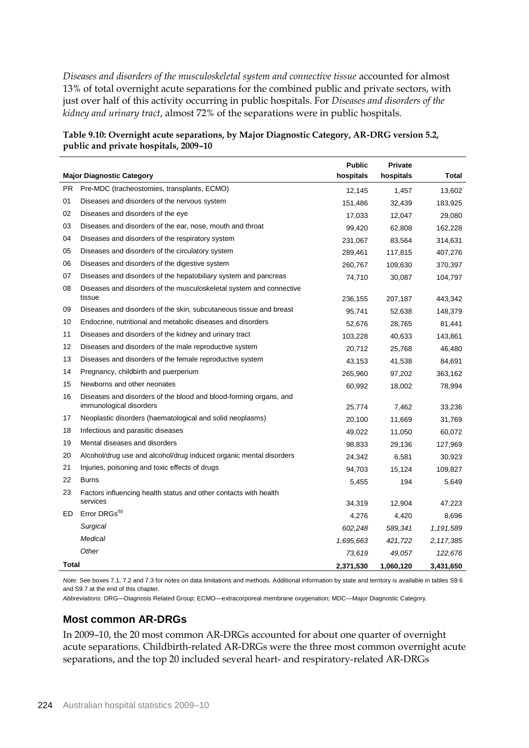*Diseases and disorders of the musculoskeletal system and connective tissue* accounted for almost 13% of total overnight acute separations for the combined public and private sectors, with just over half of this activity occurring in public hospitals. For *Diseases and disorders of the kidney and urinary tract*, almost 72% of the separations were in public hospitals.

**Table 9.10: Overnight acute separations, by Major Diagnostic Category, AR-DRG version 5.2, public and private hospitals, 2009–10**

| | Major Diagnostic Category | Public hospitals | Private hospitals | Total |
|---|---|---|---|---|
| PR | Pre-MDC (tracheostomies, transplants, ECMO) | 12,145 | 1,457 | 13,602 |
| 01 | Diseases and disorders of the nervous system | 151,486 | 32,439 | 183,925 |
| 02 | Diseases and disorders of the eye | 17,033 | 12,047 | 29,080 |
| 03 | Diseases and disorders of the ear, nose, mouth and throat | 99,420 | 62,808 | 162,228 |
| 04 | Diseases and disorders of the respiratory system | 231,067 | 83,564 | 314,631 |
| 05 | Diseases and disorders of the circulatory system | 289,461 | 117,815 | 407,276 |
| 06 | Diseases and disorders of the digestive system | 260,767 | 109,630 | 370,397 |
| 07 | Diseases and disorders of the hepatobiliary system and pancreas | 74,710 | 30,087 | 104,797 |
| 08 | Diseases and disorders of the musculoskeletal system and connective tissue | 236,155 | 207,187 | 443,342 |
| 09 | Diseases and disorders of the skin, subcutaneous tissue and breast | 95,741 | 52,638 | 148,379 |
| 10 | Endocrine, nutritional and metabolic diseases and disorders | 52,676 | 28,765 | 81,441 |
| 11 | Diseases and disorders of the kidney and urinary tract | 103,228 | 40,633 | 143,861 |
| 12 | Diseases and disorders of the male reproductive system | 20,712 | 25,768 | 46,480 |
| 13 | Diseases and disorders of the female reproductive system | 43,153 | 41,538 | 84,691 |
| 14 | Pregnancy, childbirth and puerperium | 265,960 | 97,202 | 363,162 |
| 15 | Newborns and other neonates | 60,992 | 18,002 | 78,994 |
| 16 | Diseases and disorders of the blood and blood-forming organs, and immunological disorders | 25,774 | 7,462 | 33,236 |
| 17 | Neoplastic disorders (haematological and solid neoplasms) | 20,100 | 11,669 | 31,769 |
| 18 | Infectious and parasitic diseases | 49,022 | 11,050 | 60,072 |
| 19 | Mental diseases and disorders | 98,833 | 29,136 | 127,969 |
| 20 | Alcohol/drug use and alcohol/drug induced organic mental disorders | 24,342 | 6,581 | 30,923 |
| 21 | Injuries, poisoning and toxic effects of drugs | 94,703 | 15,124 | 109,827 |
| 22 | Burns | 5,455 | 194 | 5,649 |
| 23 | Factors influencing health status and other contacts with health services | 34,319 | 12,904 | 47,223 |
| ED | Error DRGs[(b)] | 4,276 | 4,420 | 8,696 |
| | *Surgical* | *602,248* | *589,341* | *1,191,589* |
| | *Medical* | *1,695,663* | *421,722* | *2,117,385* |
| | *Other* | *73,619* | *49,057* | *122,676* |
| **Total** | | **2,371,530** | **1,060,120** | **3,431,650** |

*Note:* See boxes 7.1, 7.2 and 7.3 for notes on data limitations and methods. Additional information by state and territory is available in tables S9.6 and S9.7 at the end of this chapter.

*Abbreviations:* DRG—Diagnosis Related Group; ECMO—extracorporeal membrane oxygenation; MDC—Major Diagnostic Category.

## Most common AR-DRGs

In 2009–10, the 20 most common AR-DRGs accounted for about one quarter of overnight acute separations. Childbirth-related AR-DRGs were the three most common overnight acute separations, and the top 20 included several heart- and respiratory-related AR-DRGs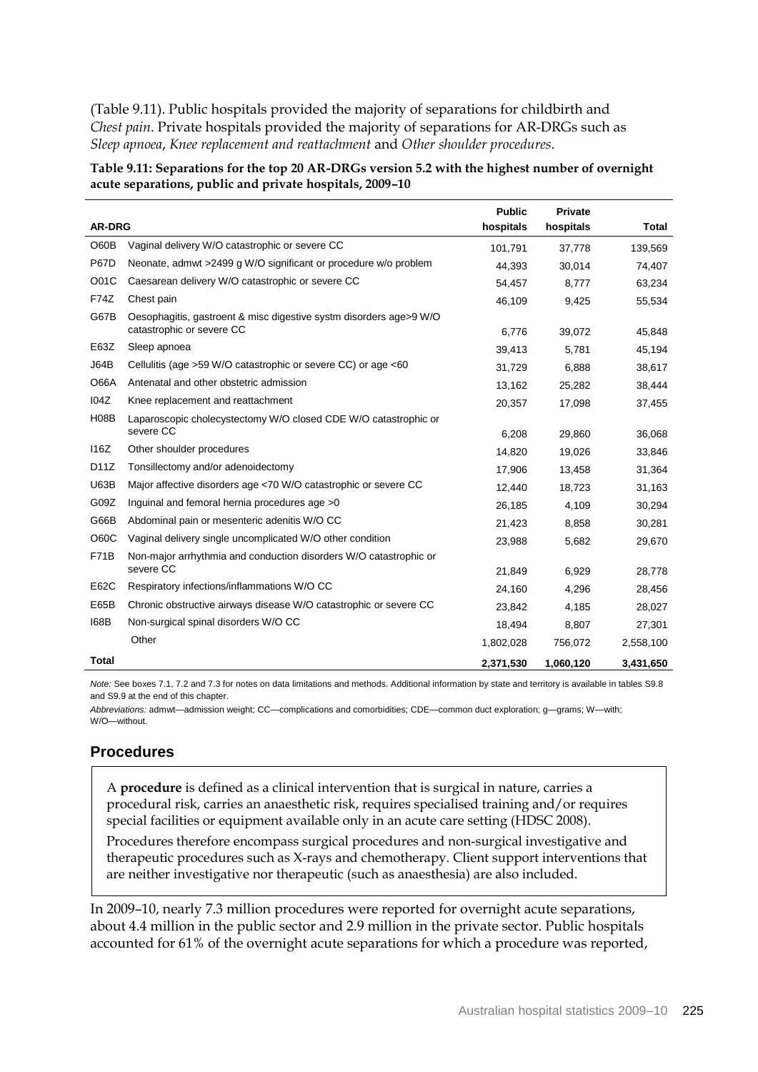(Table 9.11). Public hospitals provided the majority of separations for childbirth and *Chest pain*. Private hospitals provided the majority of separations for AR-DRGs such as *Sleep apnoea*, *Knee replacement and reattachment* and *Other shoulder procedures*.

**Table 9.11: Separations for the top 20 AR-DRGs version 5.2 with the highest number of overnight acute separations, public and private hospitals, 2009–10**

| AR-DRG | | Public hospitals | Private hospitals | Total |
|---|---|---|---|---|
| O60B | Vaginal delivery W/O catastrophic or severe CC | 101,791 | 37,778 | 139,569 |
| P67D | Neonate, admwt >2499 g W/O significant or procedure w/o problem | 44,393 | 30,014 | 74,407 |
| O01C | Caesarean delivery W/O catastrophic or severe CC | 54,457 | 8,777 | 63,234 |
| F74Z | Chest pain | 46,109 | 9,425 | 55,534 |
| G67B | Oesophagitis, gastroent & misc digestive systm disorders age>9 W/O catastrophic or severe CC | 6,776 | 39,072 | 45,848 |
| E63Z | Sleep apnoea | 39,413 | 5,781 | 45,194 |
| J64B | Cellulitis (age >59 W/O catastrophic or severe CC) or age <60 | 31,729 | 6,888 | 38,617 |
| O66A | Antenatal and other obstetric admission | 13,162 | 25,282 | 38,444 |
| I04Z | Knee replacement and reattachment | 20,357 | 17,098 | 37,455 |
| H08B | Laparoscopic cholecystectomy W/O closed CDE W/O catastrophic or severe CC | 6,208 | 29,860 | 36,068 |
| I16Z | Other shoulder procedures | 14,820 | 19,026 | 33,846 |
| D11Z | Tonsillectomy and/or adenoidectomy | 17,906 | 13,458 | 31,364 |
| U63B | Major affective disorders age <70 W/O catastrophic or severe CC | 12,440 | 18,723 | 31,163 |
| G09Z | Inguinal and femoral hernia procedures age >0 | 26,185 | 4,109 | 30,294 |
| G66B | Abdominal pain or mesenteric adenitis W/O CC | 21,423 | 8,858 | 30,281 |
| O60C | Vaginal delivery single uncomplicated W/O other condition | 23,988 | 5,682 | 29,670 |
| F71B | Non-major arrhythmia and conduction disorders W/O catastrophic or severe CC | 21,849 | 6,929 | 28,778 |
| E62C | Respiratory infections/inflammations W/O CC | 24,160 | 4,296 | 28,456 |
| E65B | Chronic obstructive airways disease W/O catastrophic or severe CC | 23,842 | 4,185 | 28,027 |
| I68B | Non-surgical spinal disorders W/O CC | 18,494 | 8,807 | 27,301 |
| | Other | 1,802,028 | 756,072 | 2,558,100 |
| **Total** | | **2,371,530** | **1,060,120** | **3,431,650** |

*Note:* See boxes 7.1, 7.2 and 7.3 for notes on data limitations and methods. Additional information by state and territory is available in tables S9.8 and S9.9 at the end of this chapter.

*Abbreviations:* admwt—admission weight; CC—complications and comorbidities; CDE—common duct exploration; g—grams; W—with; W/O—without.

## Procedures

A **procedure** is defined as a clinical intervention that is surgical in nature, carries a procedural risk, carries an anaesthetic risk, requires specialised training and/or requires special facilities or equipment available only in an acute care setting (HDSC 2008).

Procedures therefore encompass surgical procedures and non-surgical investigative and therapeutic procedures such as X-rays and chemotherapy. Client support interventions that are neither investigative nor therapeutic (such as anaesthesia) are also included.

In 2009–10, nearly 7.3 million procedures were reported for overnight acute separations, about 4.4 million in the public sector and 2.9 million in the private sector. Public hospitals accounted for 61% of the overnight acute separations for which a procedure was reported,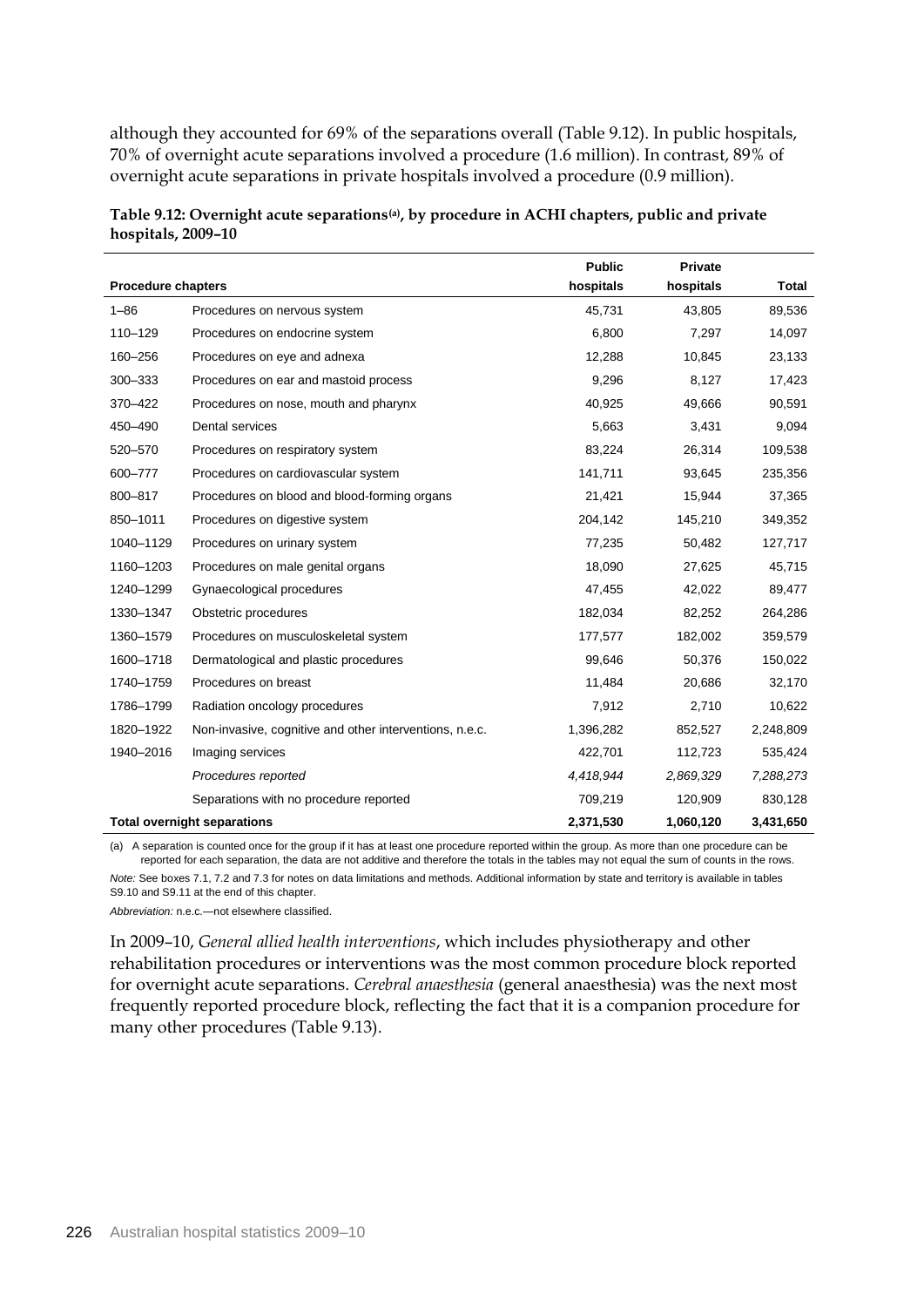although they accounted for 69% of the separations overall (Table 9.12). In public hospitals, 70% of overnight acute separations involved a procedure (1.6 million). In contrast, 89% of overnight acute separations in private hospitals involved a procedure (0.9 million).

**Table 9.12: Overnight acute separations[(a)], by procedure in ACHI chapters, public and private hospitals, 2009–10**

| Procedure chapters | | Public hospitals | Private hospitals | Total |
|---|---|---|---|---|
| 1–86 | Procedures on nervous system | 45,731 | 43,805 | 89,536 |
| 110–129 | Procedures on endocrine system | 6,800 | 7,297 | 14,097 |
| 160–256 | Procedures on eye and adnexa | 12,288 | 10,845 | 23,133 |
| 300–333 | Procedures on ear and mastoid process | 9,296 | 8,127 | 17,423 |
| 370–422 | Procedures on nose, mouth and pharynx | 40,925 | 49,666 | 90,591 |
| 450–490 | Dental services | 5,663 | 3,431 | 9,094 |
| 520–570 | Procedures on respiratory system | 83,224 | 26,314 | 109,538 |
| 600–777 | Procedures on cardiovascular system | 141,711 | 93,645 | 235,356 |
| 800–817 | Procedures on blood and blood-forming organs | 21,421 | 15,944 | 37,365 |
| 850–1011 | Procedures on digestive system | 204,142 | 145,210 | 349,352 |
| 1040–1129 | Procedures on urinary system | 77,235 | 50,482 | 127,717 |
| 1160–1203 | Procedures on male genital organs | 18,090 | 27,625 | 45,715 |
| 1240–1299 | Gynaecological procedures | 47,455 | 42,022 | 89,477 |
| 1330–1347 | Obstetric procedures | 182,034 | 82,252 | 264,286 |
| 1360–1579 | Procedures on musculoskeletal system | 177,577 | 182,002 | 359,579 |
| 1600–1718 | Dermatological and plastic procedures | 99,646 | 50,376 | 150,022 |
| 1740–1759 | Procedures on breast | 11,484 | 20,686 | 32,170 |
| 1786–1799 | Radiation oncology procedures | 7,912 | 2,710 | 10,622 |
| 1820–1922 | Non-invasive, cognitive and other interventions, n.e.c. | 1,396,282 | 852,527 | 2,248,809 |
| 1940–2016 | Imaging services | 422,701 | 112,723 | 535,424 |
| | *Procedures reported* | *4,418,944* | *2,869,329* | *7,288,273* |
| | Separations with no procedure reported | 709,219 | 120,909 | 830,128 |
| **Total overnight separations** | | **2,371,530** | **1,060,120** | **3,431,650** |

(a) A separation is counted once for the group if it has at least one procedure reported within the group. As more than one procedure can be reported for each separation, the data are not additive and therefore the totals in the tables may not equal the sum of counts in the rows.

*Note:* See boxes 7.1, 7.2 and 7.3 for notes on data limitations and methods. Additional information by state and territory is available in tables S9.10 and S9.11 at the end of this chapter.

*Abbreviation:* n.e.c.—not elsewhere classified.

In 2009–10, *General allied health interventions*, which includes physiotherapy and other rehabilitation procedures or interventions was the most common procedure block reported for overnight acute separations. *Cerebral anaesthesia* (general anaesthesia) was the next most frequently reported procedure block, reflecting the fact that it is a companion procedure for many other procedures (Table 9.13).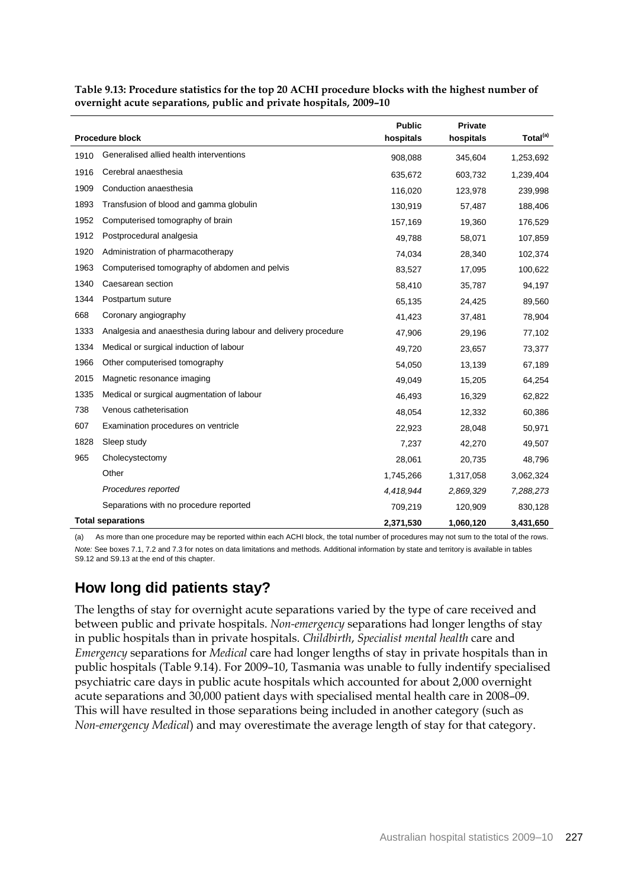**Table 9.13: Procedure statistics for the top 20 ACHI procedure blocks with the highest number of overnight acute separations, public and private hospitals, 2009–10**

| Procedure block | | Public hospitals | Private hospitals | Total[(a)] |
|---|---|---|---|---|
| 1910 | Generalised allied health interventions | 908,088 | 345,604 | 1,253,692 |
| 1916 | Cerebral anaesthesia | 635,672 | 603,732 | 1,239,404 |
| 1909 | Conduction anaesthesia | 116,020 | 123,978 | 239,998 |
| 1893 | Transfusion of blood and gamma globulin | 130,919 | 57,487 | 188,406 |
| 1952 | Computerised tomography of brain | 157,169 | 19,360 | 176,529 |
| 1912 | Postprocedural analgesia | 49,788 | 58,071 | 107,859 |
| 1920 | Administration of pharmacotherapy | 74,034 | 28,340 | 102,374 |
| 1963 | Computerised tomography of abdomen and pelvis | 83,527 | 17,095 | 100,622 |
| 1340 | Caesarean section | 58,410 | 35,787 | 94,197 |
| 1344 | Postpartum suture | 65,135 | 24,425 | 89,560 |
| 668 | Coronary angiography | 41,423 | 37,481 | 78,904 |
| 1333 | Analgesia and anaesthesia during labour and delivery procedure | 47,906 | 29,196 | 77,102 |
| 1334 | Medical or surgical induction of labour | 49,720 | 23,657 | 73,377 |
| 1966 | Other computerised tomography | 54,050 | 13,139 | 67,189 |
| 2015 | Magnetic resonance imaging | 49,049 | 15,205 | 64,254 |
| 1335 | Medical or surgical augmentation of labour | 46,493 | 16,329 | 62,822 |
| 738 | Venous catheterisation | 48,054 | 12,332 | 60,386 |
| 607 | Examination procedures on ventricle | 22,923 | 28,048 | 50,971 |
| 1828 | Sleep study | 7,237 | 42,270 | 49,507 |
| 965 | Cholecystectomy | 28,061 | 20,735 | 48,796 |
| | Other | 1,745,266 | 1,317,058 | 3,062,324 |
| | *Procedures reported* | *4,418,944* | *2,869,329* | *7,288,273* |
| | Separations with no procedure reported | 709,219 | 120,909 | 830,128 |
| **Total separations** | | **2,371,530** | **1,060,120** | **3,431,650** |

(a) As more than one procedure may be reported within each ACHI block, the total number of procedures may not sum to the total of the rows.

*Note:* See boxes 7.1, 7.2 and 7.3 for notes on data limitations and methods. Additional information by state and territory is available in tables S9.12 and S9.13 at the end of this chapter.

## How long did patients stay?

The lengths of stay for overnight acute separations varied by the type of care received and between public and private hospitals. *Non-emergency* separations had longer lengths of stay in public hospitals than in private hospitals. *Childbirth*, *Specialist mental health* care and *Emergency* separations for *Medical* care had longer lengths of stay in private hospitals than in public hospitals (Table 9.14). For 2009–10, Tasmania was unable to fully indentify specialised psychiatric care days in public acute hospitals which accounted for about 2,000 overnight acute separations and 30,000 patient days with specialised mental health care in 2008–09. This will have resulted in those separations being included in another category (such as *Non-emergency Medical*) and may overestimate the average length of stay for that category.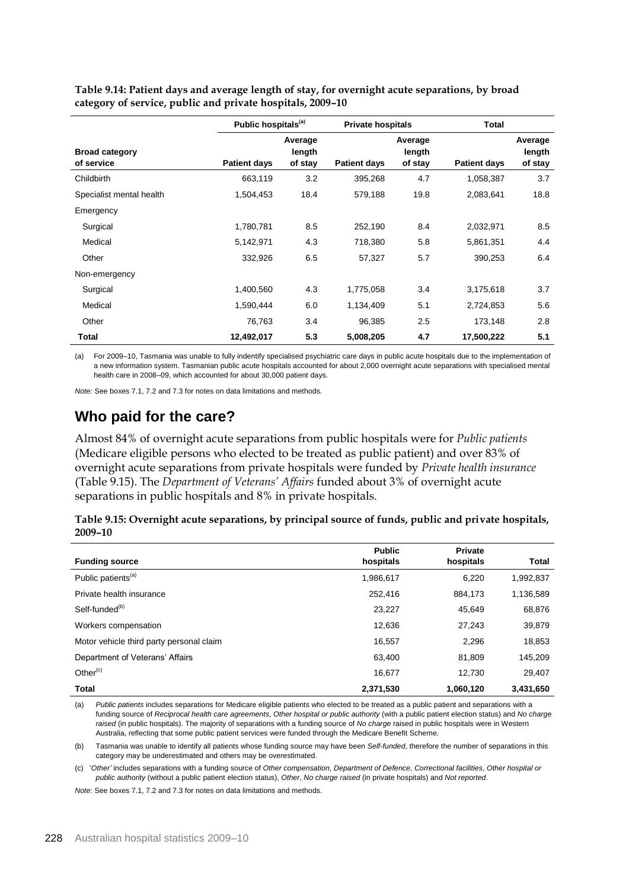**Table 9.14: Patient days and average length of stay, for overnight acute separations, by broad category of service, public and private hospitals, 2009–10**

| Broad category of service | Public hospitals[(a)] | | Private hospitals | | Total | |
|---|---|---|---|---|---|---|
| | Patient days | Average length of stay | Patient days | Average length of stay | Patient days | Average length of stay |
| Childbirth | 663,119 | 3.2 | 395,268 | 4.7 | 1,058,387 | 3.7 |
| Specialist mental health | 1,504,453 | 18.4 | 579,188 | 19.8 | 2,083,641 | 18.8 |
| Emergency | | | | | | |
| Surgical | 1,780,781 | 8.5 | 252,190 | 8.4 | 2,032,971 | 8.5 |
| Medical | 5,142,971 | 4.3 | 718,380 | 5.8 | 5,861,351 | 4.4 |
| Other | 332,926 | 6.5 | 57,327 | 5.7 | 390,253 | 6.4 |
| Non-emergency | | | | | | |
| Surgical | 1,400,560 | 4.3 | 1,775,058 | 3.4 | 3,175,618 | 3.7 |
| Medical | 1,590,444 | 6.0 | 1,134,409 | 5.1 | 2,724,853 | 5.6 |
| Other | 76,763 | 3.4 | 96,385 | 2.5 | 173,148 | 2.8 |
| **Total** | **12,492,017** | **5.3** | **5,008,205** | **4.7** | **17,500,222** | **5.1** |

(a) For 2009–10, Tasmania was unable to fully indentify specialised psychiatric care days in public acute hospitals due to the implementation of a new information system. Tasmanian public acute hospitals accounted for about 2,000 overnight acute separations with specialised mental health care in 2008–09, which accounted for about 30,000 patient days.

*Note:* See boxes 7.1, 7.2 and 7.3 for notes on data limitations and methods.

## Who paid for the care?

Almost 84% of overnight acute separations from public hospitals were for *Public patients* (Medicare eligible persons who elected to be treated as public patient) and over 83% of overnight acute separations from private hospitals were funded by *Private health insurance* (Table 9.15). The *Department of Veterans' Affairs* funded about 3% of overnight acute separations in public hospitals and 8% in private hospitals.

**Table 9.15: Overnight acute separations, by principal source of funds, public and private hospitals, 2009–10**

| Funding source | Public hospitals | Private hospitals | Total |
|---|---|---|---|
| Public patients[(a)] | 1,986,617 | 6,220 | 1,992,837 |
| Private health insurance | 252,416 | 884,173 | 1,136,589 |
| Self-funded[(b)] | 23,227 | 45,649 | 68,876 |
| Workers compensation | 12,636 | 27,243 | 39,879 |
| Motor vehicle third party personal claim | 16,557 | 2,296 | 18,853 |
| Department of Veterans' Affairs | 63,400 | 81,809 | 145,209 |
| Other[(c)] | 16,677 | 12,730 | 29,407 |
| **Total** | **2,371,530** | **1,060,120** | **3,431,650** |

(a) *Public patients* includes separations for Medicare eligible patients who elected to be treated as a public patient and separations with a funding source of *Reciprocal health care agreements*, *Other hospital or public authority* (with a public patient election status) and *No charge raised* (in public hospitals). The majority of separations with a funding source of *No charge* raised in public hospitals were in Western Australia, reflecting that some public patient services were funded through the Medicare Benefit Scheme.

(b) Tasmania was unable to identify all patients whose funding source may have been *Self-funded*, therefore the number of separations in this category may be underestimated and others may be overestimated.

(c) '*Other*' includes separations with a funding source of *Other compensation*, *Department of Defence*, *Correctional facilities*, *Other hospital or public authority* (without a public patient election status), *Other*, *No charge raised* (in private hospitals) and *Not reported*.

*Note:* See boxes 7.1, 7.2 and 7.3 for notes on data limitations and methods.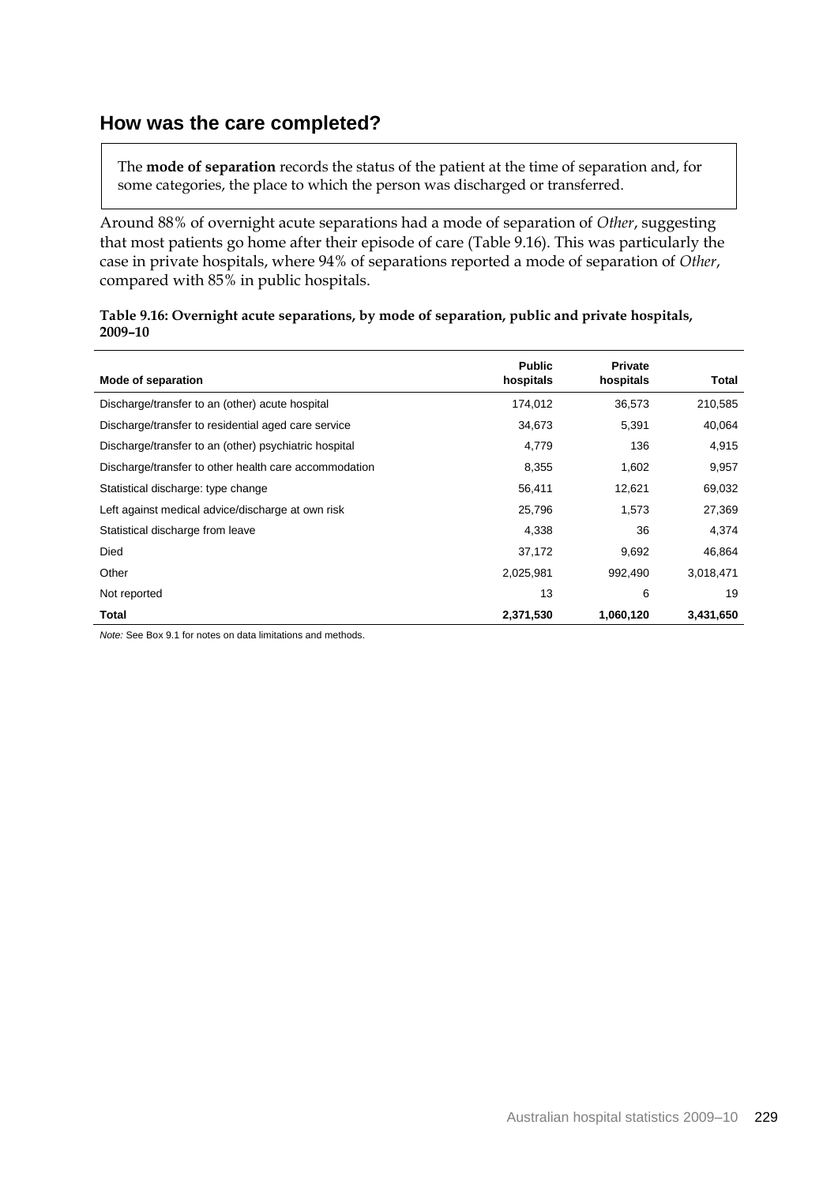## How was the care completed?

The **mode of separation** records the status of the patient at the time of separation and, for some categories, the place to which the person was discharged or transferred.

Around 88% of overnight acute separations had a mode of separation of *Other*, suggesting that most patients go home after their episode of care (Table 9.16). This was particularly the case in private hospitals, where 94% of separations reported a mode of separation of *Other*, compared with 85% in public hospitals.

**Table 9.16: Overnight acute separations, by mode of separation, public and private hospitals, 2009–10**

| Mode of separation | Public hospitals | Private hospitals | Total |
|---|---|---|---|
| Discharge/transfer to an (other) acute hospital | 174,012 | 36,573 | 210,585 |
| Discharge/transfer to residential aged care service | 34,673 | 5,391 | 40,064 |
| Discharge/transfer to an (other) psychiatric hospital | 4,779 | 136 | 4,915 |
| Discharge/transfer to other health care accommodation | 8,355 | 1,602 | 9,957 |
| Statistical discharge: type change | 56,411 | 12,621 | 69,032 |
| Left against medical advice/discharge at own risk | 25,796 | 1,573 | 27,369 |
| Statistical discharge from leave | 4,338 | 36 | 4,374 |
| Died | 37,172 | 9,692 | 46,864 |
| Other | 2,025,981 | 992,490 | 3,018,471 |
| Not reported | 13 | 6 | 19 |
| **Total** | **2,371,530** | **1,060,120** | **3,431,650** |

*Note:* See Box 9.1 for notes on data limitations and methods.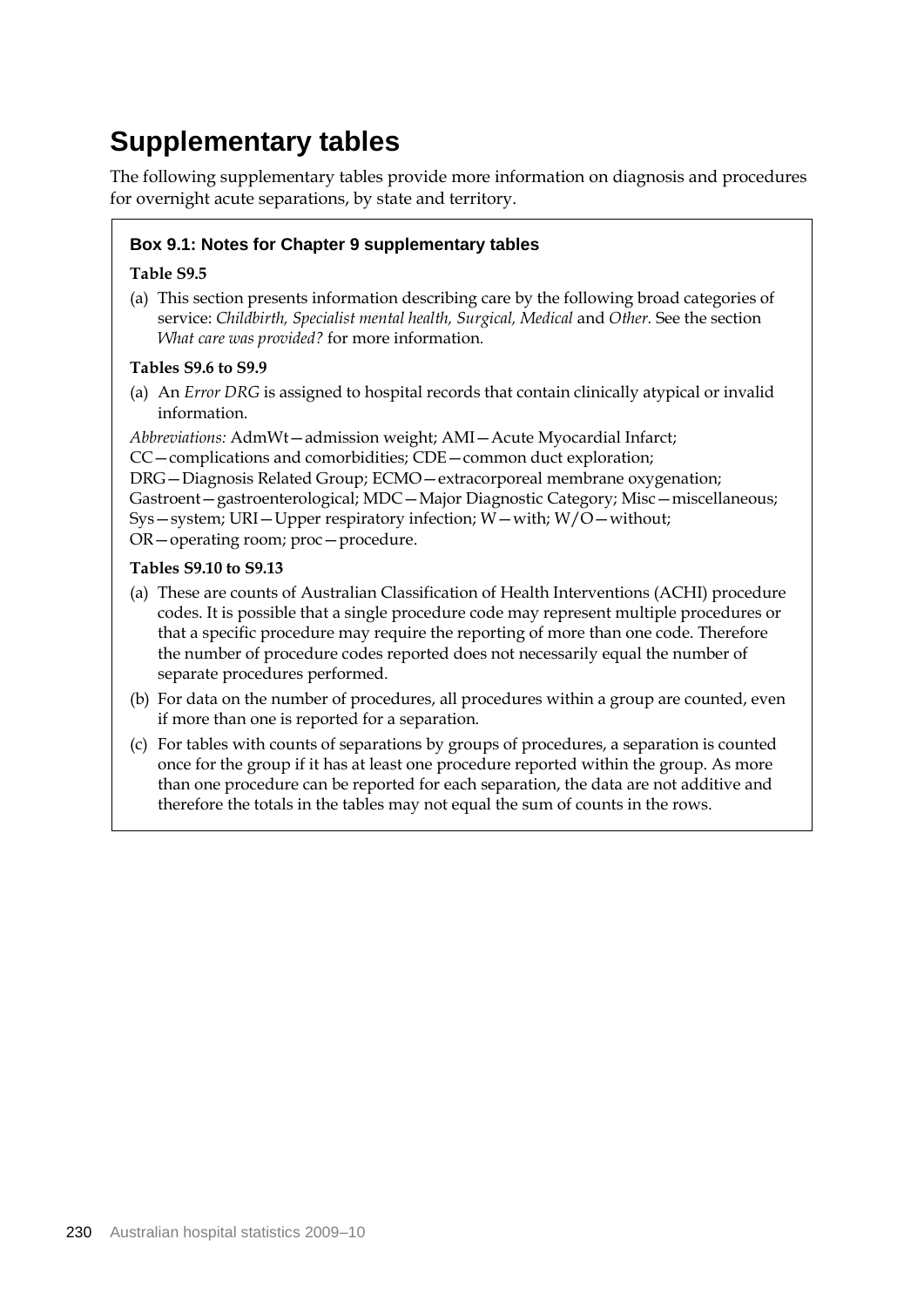# Supplementary tables

The following supplementary tables provide more information on diagnosis and procedures for overnight acute separations, by state and territory.

### Box 9.1: Notes for Chapter 9 supplementary tables

**Table S9.5**

(a) This section presents information describing care by the following broad categories of service: *Childbirth, Specialist mental health, Surgical, Medical* and *Other*. See the section *What care was provided?* for more information.

**Tables S9.6 to S9.9**

(a) An *Error DRG* is assigned to hospital records that contain clinically atypical or invalid information.

*Abbreviations:* AdmWt—admission weight; AMI—Acute Myocardial Infarct; CC—complications and comorbidities; CDE—common duct exploration; DRG—Diagnosis Related Group; ECMO—extracorporeal membrane oxygenation; Gastroent—gastroenterological; MDC—Major Diagnostic Category; Misc—miscellaneous; Sys—system; URI—Upper respiratory infection; W—with; W/O—without; OR—operating room; proc—procedure.

**Tables S9.10 to S9.13**

(a) These are counts of Australian Classification of Health Interventions (ACHI) procedure codes. It is possible that a single procedure code may represent multiple procedures or that a specific procedure may require the reporting of more than one code. Therefore the number of procedure codes reported does not necessarily equal the number of separate procedures performed.

(b) For data on the number of procedures, all procedures within a group are counted, even if more than one is reported for a separation.

(c) For tables with counts of separations by groups of procedures, a separation is counted once for the group if it has at least one procedure reported within the group. As more than one procedure can be reported for each separation, the data are not additive and therefore the totals in the tables may not equal the sum of counts in the rows.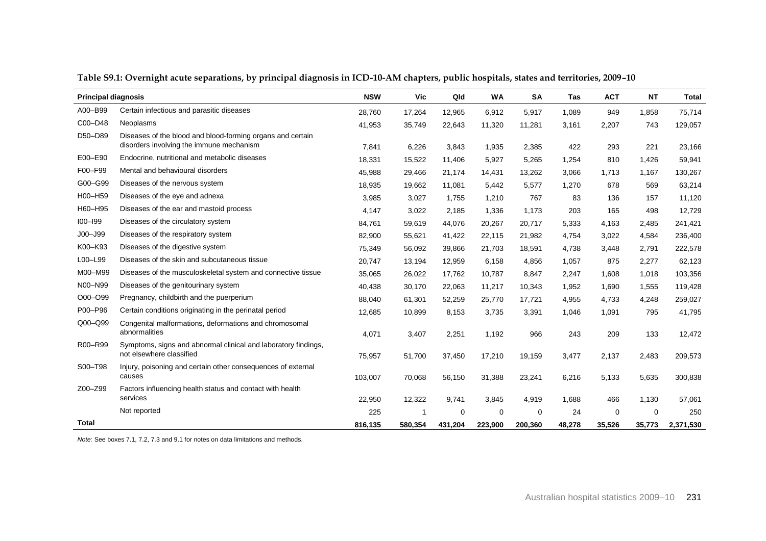**Table S9.1: Overnight acute separations, by principal diagnosis in ICD-10-AM chapters, public hospitals, states and territories, 2009–10**

| Principal diagnosis | | NSW | Vic | Qld | WA | SA | Tas | ACT | NT | Total |
|---|---|---|---|---|---|---|---|---|---|---|
| A00–B99 | Certain infectious and parasitic diseases | 28,760 | 17,264 | 12,965 | 6,912 | 5,917 | 1,089 | 949 | 1,858 | 75,714 |
| C00–D48 | Neoplasms | 41,953 | 35,749 | 22,643 | 11,320 | 11,281 | 3,161 | 2,207 | 743 | 129,057 |
| D50–D89 | Diseases of the blood and blood-forming organs and certain disorders involving the immune mechanism | 7,841 | 6,226 | 3,843 | 1,935 | 2,385 | 422 | 293 | 221 | 23,166 |
| E00–E90 | Endocrine, nutritional and metabolic diseases | 18,331 | 15,522 | 11,406 | 5,927 | 5,265 | 1,254 | 810 | 1,426 | 59,941 |
| F00–F99 | Mental and behavioural disorders | 45,988 | 29,466 | 21,174 | 14,431 | 13,262 | 3,066 | 1,713 | 1,167 | 130,267 |
| G00–G99 | Diseases of the nervous system | 18,935 | 19,662 | 11,081 | 5,442 | 5,577 | 1,270 | 678 | 569 | 63,214 |
| H00–H59 | Diseases of the eye and adnexa | 3,985 | 3,027 | 1,755 | 1,210 | 767 | 83 | 136 | 157 | 11,120 |
| H60–H95 | Diseases of the ear and mastoid process | 4,147 | 3,022 | 2,185 | 1,336 | 1,173 | 203 | 165 | 498 | 12,729 |
| I00–I99 | Diseases of the circulatory system | 84,761 | 59,619 | 44,076 | 20,267 | 20,717 | 5,333 | 4,163 | 2,485 | 241,421 |
| J00–J99 | Diseases of the respiratory system | 82,900 | 55,621 | 41,422 | 22,115 | 21,982 | 4,754 | 3,022 | 4,584 | 236,400 |
| K00–K93 | Diseases of the digestive system | 75,349 | 56,092 | 39,866 | 21,703 | 18,591 | 4,738 | 3,448 | 2,791 | 222,578 |
| L00–L99 | Diseases of the skin and subcutaneous tissue | 20,747 | 13,194 | 12,959 | 6,158 | 4,856 | 1,057 | 875 | 2,277 | 62,123 |
| M00–M99 | Diseases of the musculoskeletal system and connective tissue | 35,065 | 26,022 | 17,762 | 10,787 | 8,847 | 2,247 | 1,608 | 1,018 | 103,356 |
| N00–N99 | Diseases of the genitourinary system | 40,438 | 30,170 | 22,063 | 11,217 | 10,343 | 1,952 | 1,690 | 1,555 | 119,428 |
| O00–O99 | Pregnancy, childbirth and the puerperium | 88,040 | 61,301 | 52,259 | 25,770 | 17,721 | 4,955 | 4,733 | 4,248 | 259,027 |
| P00–P96 | Certain conditions originating in the perinatal period | 12,685 | 10,899 | 8,153 | 3,735 | 3,391 | 1,046 | 1,091 | 795 | 41,795 |
| Q00–Q99 | Congenital malformations, deformations and chromosomal abnormalities | 4,071 | 3,407 | 2,251 | 1,192 | 966 | 243 | 209 | 133 | 12,472 |
| R00–R99 | Symptoms, signs and abnormal clinical and laboratory findings, not elsewhere classified | 75,957 | 51,700 | 37,450 | 17,210 | 19,159 | 3,477 | 2,137 | 2,483 | 209,573 |
| S00–T98 | Injury, poisoning and certain other consequences of external causes | 103,007 | 70,068 | 56,150 | 31,388 | 23,241 | 6,216 | 5,133 | 5,635 | 300,838 |
| Z00–Z99 | Factors influencing health status and contact with health services | 22,950 | 12,322 | 9,741 | 3,845 | 4,919 | 1,688 | 466 | 1,130 | 57,061 |
| | Not reported | 225 | 1 | 0 | 0 | 0 | 24 | 0 | 0 | 250 |
| **Total** | | **816,135** | **580,354** | **431,204** | **223,900** | **200,360** | **48,278** | **35,526** | **35,773** | **2,371,530** |

*Note:* See boxes 7.1, 7.2, 7.3 and 9.1 for notes on data limitations and methods.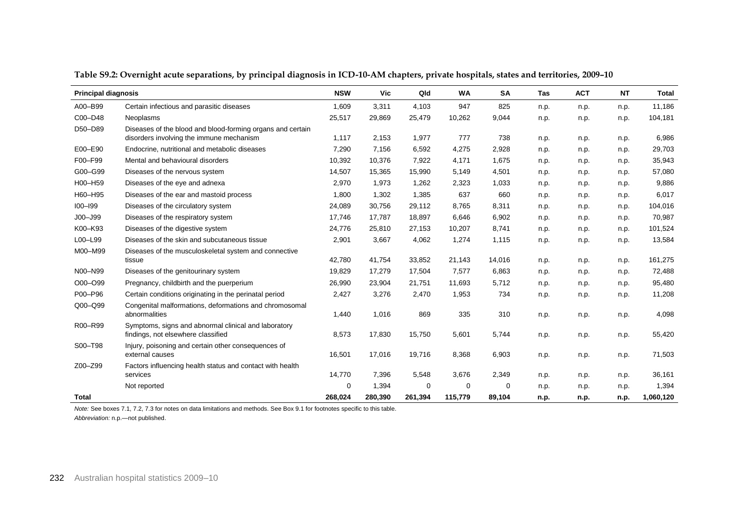**Table S9.2: Overnight acute separations, by principal diagnosis in ICD-10-AM chapters, private hospitals, states and territories, 2009–10**

| Principal diagnosis | | NSW | Vic | Qld | WA | SA | Tas | ACT | NT | Total |
|---|---|---|---|---|---|---|---|---|---|---|
| A00–B99 | Certain infectious and parasitic diseases | 1,609 | 3,311 | 4,103 | 947 | 825 | n.p. | n.p. | n.p. | 11,186 |
| C00–D48 | Neoplasms | 25,517 | 29,869 | 25,479 | 10,262 | 9,044 | n.p. | n.p. | n.p. | 104,181 |
| D50–D89 | Diseases of the blood and blood-forming organs and certain disorders involving the immune mechanism | 1,117 | 2,153 | 1,977 | 777 | 738 | n.p. | n.p. | n.p. | 6,986 |
| E00–E90 | Endocrine, nutritional and metabolic diseases | 7,290 | 7,156 | 6,592 | 4,275 | 2,928 | n.p. | n.p. | n.p. | 29,703 |
| F00–F99 | Mental and behavioural disorders | 10,392 | 10,376 | 7,922 | 4,171 | 1,675 | n.p. | n.p. | n.p. | 35,943 |
| G00–G99 | Diseases of the nervous system | 14,507 | 15,365 | 15,990 | 5,149 | 4,501 | n.p. | n.p. | n.p. | 57,080 |
| H00–H59 | Diseases of the eye and adnexa | 2,970 | 1,973 | 1,262 | 2,323 | 1,033 | n.p. | n.p. | n.p. | 9,886 |
| H60–H95 | Diseases of the ear and mastoid process | 1,800 | 1,302 | 1,385 | 637 | 660 | n.p. | n.p. | n.p. | 6,017 |
| I00–I99 | Diseases of the circulatory system | 24,089 | 30,756 | 29,112 | 8,765 | 8,311 | n.p. | n.p. | n.p. | 104,016 |
| J00–J99 | Diseases of the respiratory system | 17,746 | 17,787 | 18,897 | 6,646 | 6,902 | n.p. | n.p. | n.p. | 70,987 |
| K00–K93 | Diseases of the digestive system | 24,776 | 25,810 | 27,153 | 10,207 | 8,741 | n.p. | n.p. | n.p. | 101,524 |
| L00–L99 | Diseases of the skin and subcutaneous tissue | 2,901 | 3,667 | 4,062 | 1,274 | 1,115 | n.p. | n.p. | n.p. | 13,584 |
| M00–M99 | Diseases of the musculoskeletal system and connective tissue | 42,780 | 41,754 | 33,852 | 21,143 | 14,016 | n.p. | n.p. | n.p. | 161,275 |
| N00–N99 | Diseases of the genitourinary system | 19,829 | 17,279 | 17,504 | 7,577 | 6,863 | n.p. | n.p. | n.p. | 72,488 |
| O00–O99 | Pregnancy, childbirth and the puerperium | 26,990 | 23,904 | 21,751 | 11,693 | 5,712 | n.p. | n.p. | n.p. | 95,480 |
| P00–P96 | Certain conditions originating in the perinatal period | 2,427 | 3,276 | 2,470 | 1,953 | 734 | n.p. | n.p. | n.p. | 11,208 |
| Q00–Q99 | Congenital malformations, deformations and chromosomal abnormalities | 1,440 | 1,016 | 869 | 335 | 310 | n.p. | n.p. | n.p. | 4,098 |
| R00–R99 | Symptoms, signs and abnormal clinical and laboratory findings, not elsewhere classified | 8,573 | 17,830 | 15,750 | 5,601 | 5,744 | n.p. | n.p. | n.p. | 55,420 |
| S00–T98 | Injury, poisoning and certain other consequences of external causes | 16,501 | 17,016 | 19,716 | 8,368 | 6,903 | n.p. | n.p. | n.p. | 71,503 |
| Z00–Z99 | Factors influencing health status and contact with health services | 14,770 | 7,396 | 5,548 | 3,676 | 2,349 | n.p. | n.p. | n.p. | 36,161 |
| | Not reported | 0 | 1,394 | 0 | 0 | 0 | n.p. | n.p. | n.p. | 1,394 |
| **Total** | | **268,024** | **280,390** | **261,394** | **115,779** | **89,104** | **n.p.** | **n.p.** | **n.p.** | **1,060,120** |

*Note:* See boxes 7.1, 7.2, 7.3 for notes on data limitations and methods. See Box 9.1 for footnotes specific to this table.

*Abbreviation:* n.p.—not published.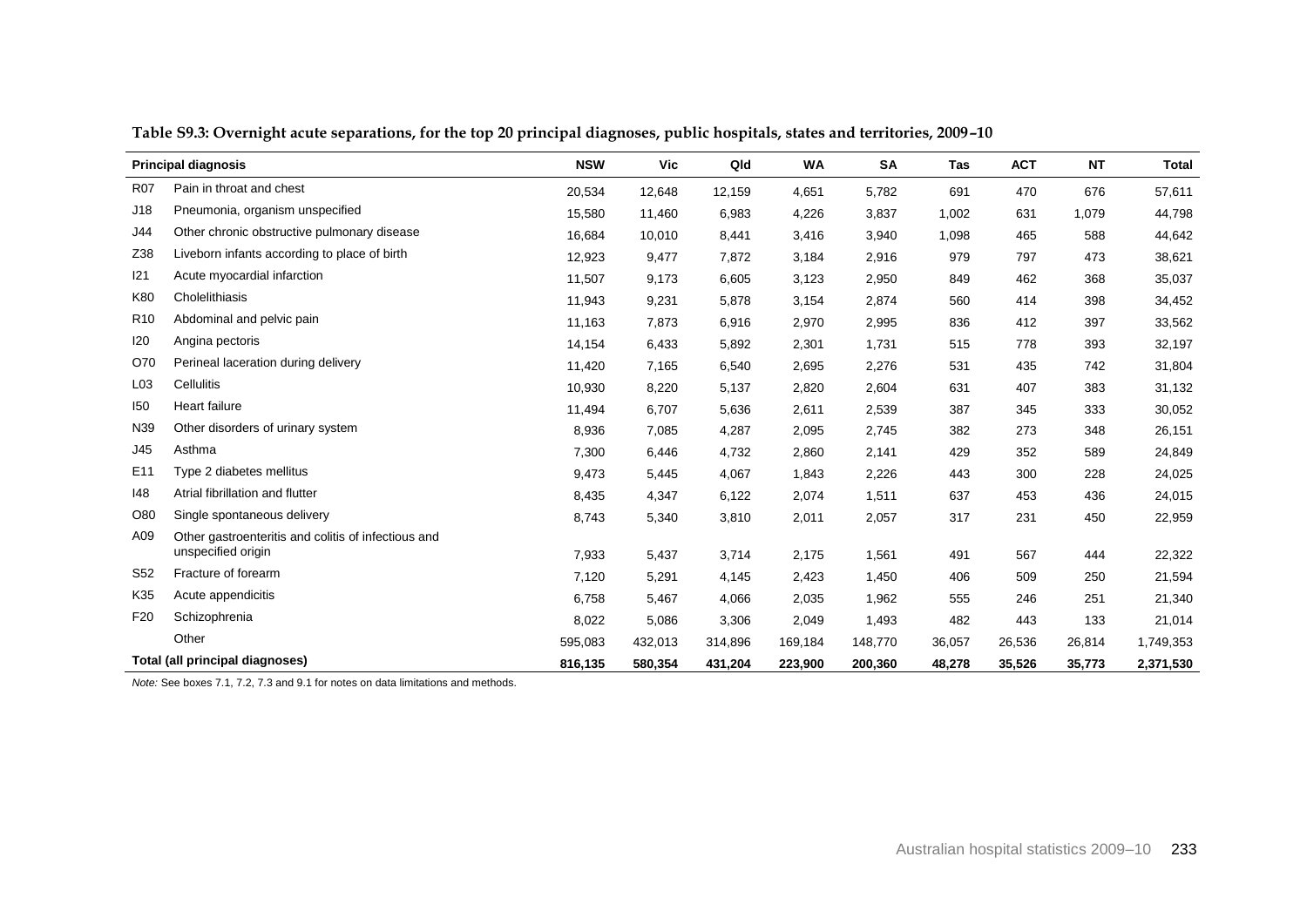**Table S9.3: Overnight acute separations, for the top 20 principal diagnoses, public hospitals, states and territories, 2009–10**

| Principal diagnosis | | NSW | Vic | Qld | WA | SA | Tas | ACT | NT | Total |
|---|---|---|---|---|---|---|---|---|---|---|
| R07 | Pain in throat and chest | 20,534 | 12,648 | 12,159 | 4,651 | 5,782 | 691 | 470 | 676 | 57,611 |
| J18 | Pneumonia, organism unspecified | 15,580 | 11,460 | 6,983 | 4,226 | 3,837 | 1,002 | 631 | 1,079 | 44,798 |
| J44 | Other chronic obstructive pulmonary disease | 16,684 | 10,010 | 8,441 | 3,416 | 3,940 | 1,098 | 465 | 588 | 44,642 |
| Z38 | Liveborn infants according to place of birth | 12,923 | 9,477 | 7,872 | 3,184 | 2,916 | 979 | 797 | 473 | 38,621 |
| I21 | Acute myocardial infarction | 11,507 | 9,173 | 6,605 | 3,123 | 2,950 | 849 | 462 | 368 | 35,037 |
| K80 | Cholelithiasis | 11,943 | 9,231 | 5,878 | 3,154 | 2,874 | 560 | 414 | 398 | 34,452 |
| R10 | Abdominal and pelvic pain | 11,163 | 7,873 | 6,916 | 2,970 | 2,995 | 836 | 412 | 397 | 33,562 |
| I20 | Angina pectoris | 14,154 | 6,433 | 5,892 | 2,301 | 1,731 | 515 | 778 | 393 | 32,197 |
| O70 | Perineal laceration during delivery | 11,420 | 7,165 | 6,540 | 2,695 | 2,276 | 531 | 435 | 742 | 31,804 |
| L03 | Cellulitis | 10,930 | 8,220 | 5,137 | 2,820 | 2,604 | 631 | 407 | 383 | 31,132 |
| I50 | Heart failure | 11,494 | 6,707 | 5,636 | 2,611 | 2,539 | 387 | 345 | 333 | 30,052 |
| N39 | Other disorders of urinary system | 8,936 | 7,085 | 4,287 | 2,095 | 2,745 | 382 | 273 | 348 | 26,151 |
| J45 | Asthma | 7,300 | 6,446 | 4,732 | 2,860 | 2,141 | 429 | 352 | 589 | 24,849 |
| E11 | Type 2 diabetes mellitus | 9,473 | 5,445 | 4,067 | 1,843 | 2,226 | 443 | 300 | 228 | 24,025 |
| I48 | Atrial fibrillation and flutter | 8,435 | 4,347 | 6,122 | 2,074 | 1,511 | 637 | 453 | 436 | 24,015 |
| O80 | Single spontaneous delivery | 8,743 | 5,340 | 3,810 | 2,011 | 2,057 | 317 | 231 | 450 | 22,959 |
| A09 | Other gastroenteritis and colitis of infectious and unspecified origin | 7,933 | 5,437 | 3,714 | 2,175 | 1,561 | 491 | 567 | 444 | 22,322 |
| S52 | Fracture of forearm | 7,120 | 5,291 | 4,145 | 2,423 | 1,450 | 406 | 509 | 250 | 21,594 |
| K35 | Acute appendicitis | 6,758 | 5,467 | 4,066 | 2,035 | 1,962 | 555 | 246 | 251 | 21,340 |
| F20 | Schizophrenia | 8,022 | 5,086 | 3,306 | 2,049 | 1,493 | 482 | 443 | 133 | 21,014 |
| | Other | 595,083 | 432,013 | 314,896 | 169,184 | 148,770 | 36,057 | 26,536 | 26,814 | 1,749,353 |
| **Total (all principal diagnoses)** | | **816,135** | **580,354** | **431,204** | **223,900** | **200,360** | **48,278** | **35,526** | **35,773** | **2,371,530** |

*Note:* See boxes 7.1, 7.2, 7.3 and 9.1 for notes on data limitations and methods.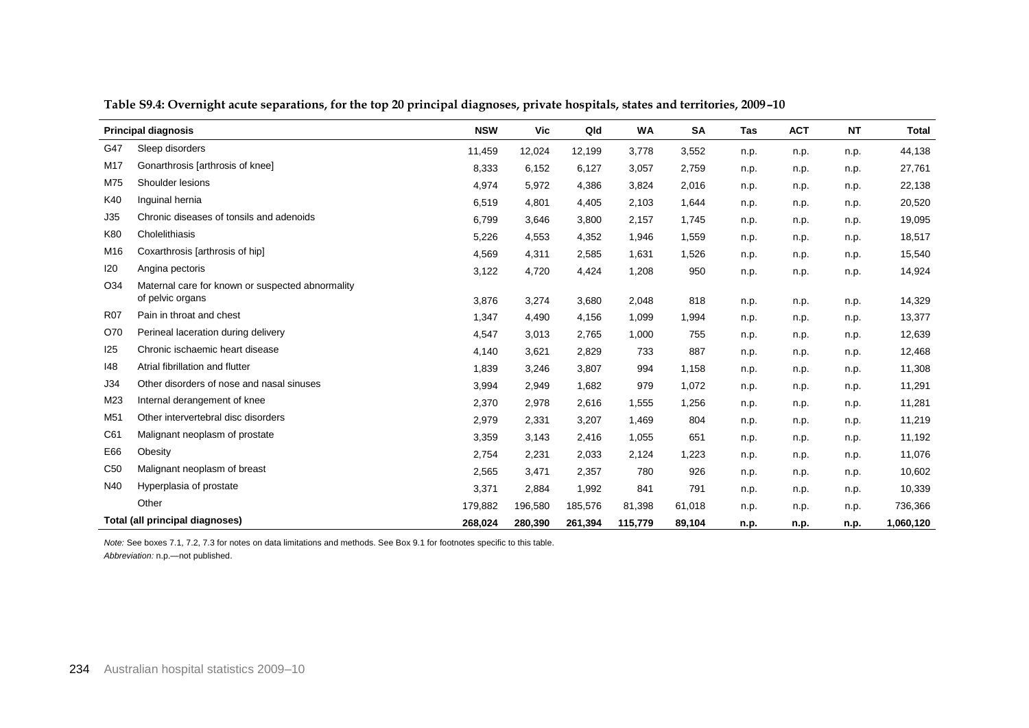**Table S9.4: Overnight acute separations, for the top 20 principal diagnoses, private hospitals, states and territories, 2009–10**

| Principal diagnosis | | NSW | Vic | Qld | WA | SA | Tas | ACT | NT | Total |
|---|---|---|---|---|---|---|---|---|---|---|
| G47 | Sleep disorders | 11,459 | 12,024 | 12,199 | 3,778 | 3,552 | n.p. | n.p. | n.p. | 44,138 |
| M17 | Gonarthrosis [arthrosis of knee] | 8,333 | 6,152 | 6,127 | 3,057 | 2,759 | n.p. | n.p. | n.p. | 27,761 |
| M75 | Shoulder lesions | 4,974 | 5,972 | 4,386 | 3,824 | 2,016 | n.p. | n.p. | n.p. | 22,138 |
| K40 | Inguinal hernia | 6,519 | 4,801 | 4,405 | 2,103 | 1,644 | n.p. | n.p. | n.p. | 20,520 |
| J35 | Chronic diseases of tonsils and adenoids | 6,799 | 3,646 | 3,800 | 2,157 | 1,745 | n.p. | n.p. | n.p. | 19,095 |
| K80 | Cholelithiasis | 5,226 | 4,553 | 4,352 | 1,946 | 1,559 | n.p. | n.p. | n.p. | 18,517 |
| M16 | Coxarthrosis [arthrosis of hip] | 4,569 | 4,311 | 2,585 | 1,631 | 1,526 | n.p. | n.p. | n.p. | 15,540 |
| I20 | Angina pectoris | 3,122 | 4,720 | 4,424 | 1,208 | 950 | n.p. | n.p. | n.p. | 14,924 |
| O34 | Maternal care for known or suspected abnormality of pelvic organs | 3,876 | 3,274 | 3,680 | 2,048 | 818 | n.p. | n.p. | n.p. | 14,329 |
| R07 | Pain in throat and chest | 1,347 | 4,490 | 4,156 | 1,099 | 1,994 | n.p. | n.p. | n.p. | 13,377 |
| O70 | Perineal laceration during delivery | 4,547 | 3,013 | 2,765 | 1,000 | 755 | n.p. | n.p. | n.p. | 12,639 |
| I25 | Chronic ischaemic heart disease | 4,140 | 3,621 | 2,829 | 733 | 887 | n.p. | n.p. | n.p. | 12,468 |
| I48 | Atrial fibrillation and flutter | 1,839 | 3,246 | 3,807 | 994 | 1,158 | n.p. | n.p. | n.p. | 11,308 |
| J34 | Other disorders of nose and nasal sinuses | 3,994 | 2,949 | 1,682 | 979 | 1,072 | n.p. | n.p. | n.p. | 11,291 |
| M23 | Internal derangement of knee | 2,370 | 2,978 | 2,616 | 1,555 | 1,256 | n.p. | n.p. | n.p. | 11,281 |
| M51 | Other intervertebral disc disorders | 2,979 | 2,331 | 3,207 | 1,469 | 804 | n.p. | n.p. | n.p. | 11,219 |
| C61 | Malignant neoplasm of prostate | 3,359 | 3,143 | 2,416 | 1,055 | 651 | n.p. | n.p. | n.p. | 11,192 |
| E66 | Obesity | 2,754 | 2,231 | 2,033 | 2,124 | 1,223 | n.p. | n.p. | n.p. | 11,076 |
| C50 | Malignant neoplasm of breast | 2,565 | 3,471 | 2,357 | 780 | 926 | n.p. | n.p. | n.p. | 10,602 |
| N40 | Hyperplasia of prostate | 3,371 | 2,884 | 1,992 | 841 | 791 | n.p. | n.p. | n.p. | 10,339 |
| | Other | 179,882 | 196,580 | 185,576 | 81,398 | 61,018 | n.p. | n.p. | n.p. | 736,366 |
| **Total (all principal diagnoses)** | | **268,024** | **280,390** | **261,394** | **115,779** | **89,104** | **n.p.** | **n.p.** | **n.p.** | **1,060,120** |

*Note:* See boxes 7.1, 7.2, 7.3 for notes on data limitations and methods. See Box 9.1 for footnotes specific to this table.

*Abbreviation:* n.p.—not published.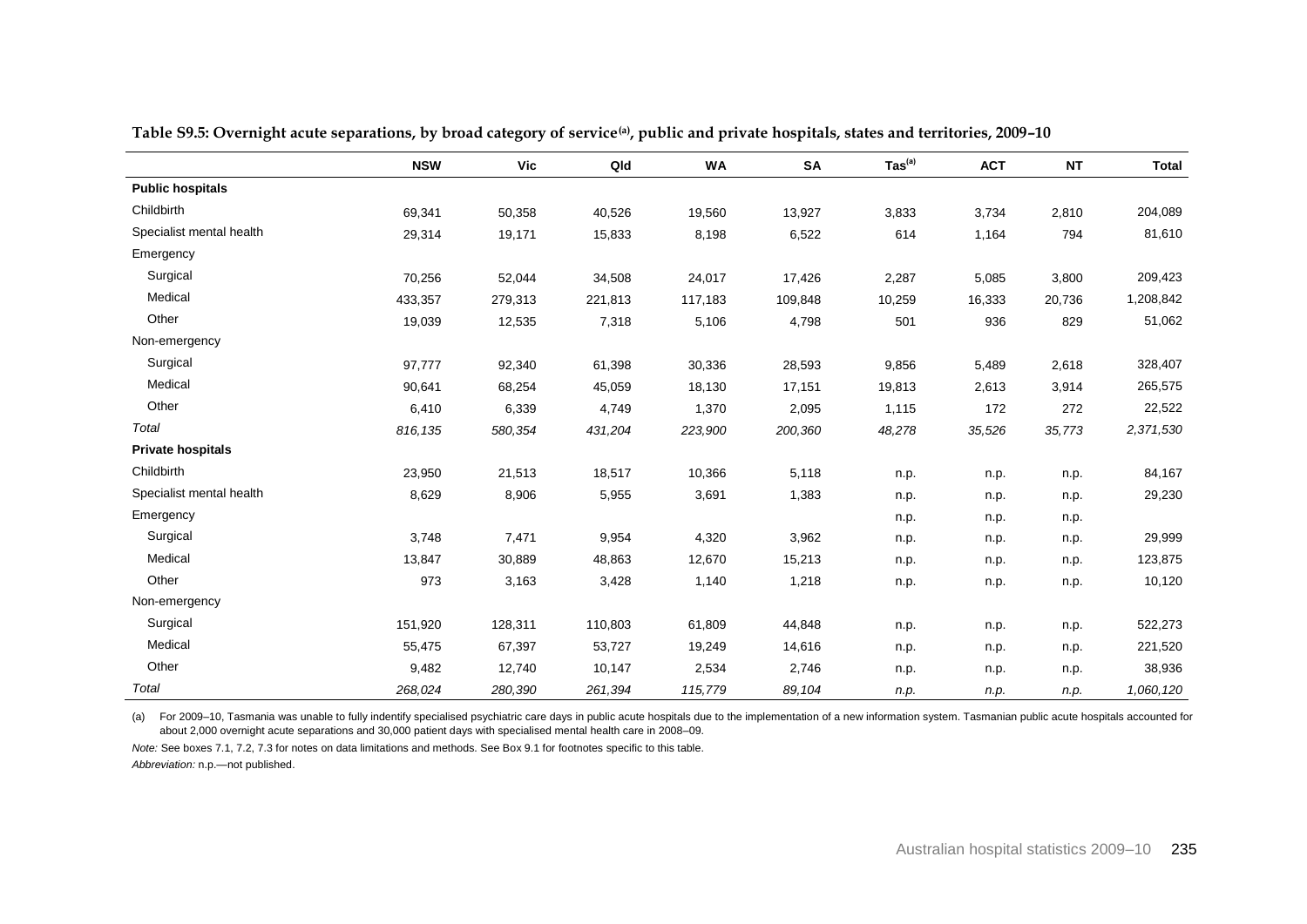**Table S9.5: Overnight acute separations, by broad category of service[(a)], public and private hospitals, states and territories, 2009–10**

| | NSW | Vic | Qld | WA | SA | Tas[(a)] | ACT | NT | Total |
|---|---|---|---|---|---|---|---|---|---|
| **Public hospitals** | | | | | | | | | |
| Childbirth | 69,341 | 50,358 | 40,526 | 19,560 | 13,927 | 3,833 | 3,734 | 2,810 | 204,089 |
| Specialist mental health | 29,314 | 19,171 | 15,833 | 8,198 | 6,522 | 614 | 1,164 | 794 | 81,610 |
| Emergency | | | | | | | | | |
| Surgical | 70,256 | 52,044 | 34,508 | 24,017 | 17,426 | 2,287 | 5,085 | 3,800 | 209,423 |
| Medical | 433,357 | 279,313 | 221,813 | 117,183 | 109,848 | 10,259 | 16,333 | 20,736 | 1,208,842 |
| Other | 19,039 | 12,535 | 7,318 | 5,106 | 4,798 | 501 | 936 | 829 | 51,062 |
| Non-emergency | | | | | | | | | |
| Surgical | 97,777 | 92,340 | 61,398 | 30,336 | 28,593 | 9,856 | 5,489 | 2,618 | 328,407 |
| Medical | 90,641 | 68,254 | 45,059 | 18,130 | 17,151 | 19,813 | 2,613 | 3,914 | 265,575 |
| Other | 6,410 | 6,339 | 4,749 | 1,370 | 2,095 | 1,115 | 172 | 272 | 22,522 |
| *Total* | *816,135* | *580,354* | *431,204* | *223,900* | *200,360* | *48,278* | *35,526* | *35,773* | *2,371,530* |
| **Private hospitals** | | | | | | | | | |
| Childbirth | 23,950 | 21,513 | 18,517 | 10,366 | 5,118 | n.p. | n.p. | n.p. | 84,167 |
| Specialist mental health | 8,629 | 8,906 | 5,955 | 3,691 | 1,383 | n.p. | n.p. | n.p. | 29,230 |
| Emergency | | | | | | n.p. | n.p. | n.p. | |
| Surgical | 3,748 | 7,471 | 9,954 | 4,320 | 3,962 | n.p. | n.p. | n.p. | 29,999 |
| Medical | 13,847 | 30,889 | 48,863 | 12,670 | 15,213 | n.p. | n.p. | n.p. | 123,875 |
| Other | 973 | 3,163 | 3,428 | 1,140 | 1,218 | n.p. | n.p. | n.p. | 10,120 |
| Non-emergency | | | | | | | | | |
| Surgical | 151,920 | 128,311 | 110,803 | 61,809 | 44,848 | n.p. | n.p. | n.p. | 522,273 |
| Medical | 55,475 | 67,397 | 53,727 | 19,249 | 14,616 | n.p. | n.p. | n.p. | 221,520 |
| Other | 9,482 | 12,740 | 10,147 | 2,534 | 2,746 | n.p. | n.p. | n.p. | 38,936 |
| *Total* | *268,024* | *280,390* | *261,394* | *115,779* | *89,104* | *n.p.* | *n.p.* | *n.p.* | *1,060,120* |

(a) For 2009–10, Tasmania was unable to fully indentify specialised psychiatric care days in public acute hospitals due to the implementation of a new information system. Tasmanian public acute hospitals accounted for about 2,000 overnight acute separations and 30,000 patient days with specialised mental health care in 2008–09.

*Note:* See boxes 7.1, 7.2, 7.3 for notes on data limitations and methods. See Box 9.1 for footnotes specific to this table.

*Abbreviation:* n.p.—not published.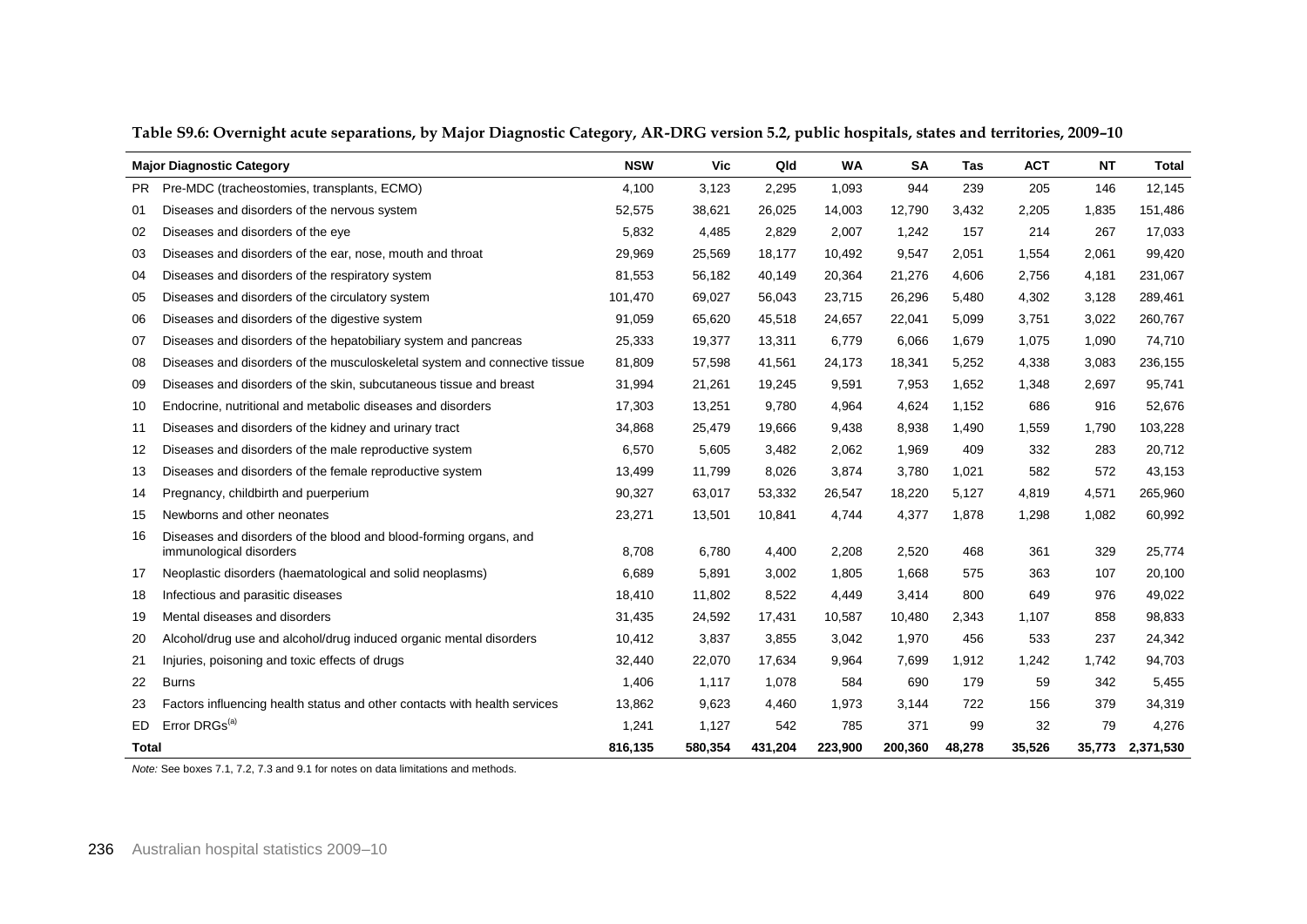**Table S9.6: Overnight acute separations, by Major Diagnostic Category, AR-DRG version 5.2, public hospitals, states and territories, 2009–10**

| | Major Diagnostic Category | NSW | Vic | Qld | WA | SA | Tas | ACT | NT | Total |
|---|---|---|---|---|---|---|---|---|---|---|
| PR | Pre-MDC (tracheostomies, transplants, ECMO) | 4,100 | 3,123 | 2,295 | 1,093 | 944 | 239 | 205 | 146 | 12,145 |
| 01 | Diseases and disorders of the nervous system | 52,575 | 38,621 | 26,025 | 14,003 | 12,790 | 3,432 | 2,205 | 1,835 | 151,486 |
| 02 | Diseases and disorders of the eye | 5,832 | 4,485 | 2,829 | 2,007 | 1,242 | 157 | 214 | 267 | 17,033 |
| 03 | Diseases and disorders of the ear, nose, mouth and throat | 29,969 | 25,569 | 18,177 | 10,492 | 9,547 | 2,051 | 1,554 | 2,061 | 99,420 |
| 04 | Diseases and disorders of the respiratory system | 81,553 | 56,182 | 40,149 | 20,364 | 21,276 | 4,606 | 2,756 | 4,181 | 231,067 |
| 05 | Diseases and disorders of the circulatory system | 101,470 | 69,027 | 56,043 | 23,715 | 26,296 | 5,480 | 4,302 | 3,128 | 289,461 |
| 06 | Diseases and disorders of the digestive system | 91,059 | 65,620 | 45,518 | 24,657 | 22,041 | 5,099 | 3,751 | 3,022 | 260,767 |
| 07 | Diseases and disorders of the hepatobiliary system and pancreas | 25,333 | 19,377 | 13,311 | 6,779 | 6,066 | 1,679 | 1,075 | 1,090 | 74,710 |
| 08 | Diseases and disorders of the musculoskeletal system and connective tissue | 81,809 | 57,598 | 41,561 | 24,173 | 18,341 | 5,252 | 4,338 | 3,083 | 236,155 |
| 09 | Diseases and disorders of the skin, subcutaneous tissue and breast | 31,994 | 21,261 | 19,245 | 9,591 | 7,953 | 1,652 | 1,348 | 2,697 | 95,741 |
| 10 | Endocrine, nutritional and metabolic diseases and disorders | 17,303 | 13,251 | 9,780 | 4,964 | 4,624 | 1,152 | 686 | 916 | 52,676 |
| 11 | Diseases and disorders of the kidney and urinary tract | 34,868 | 25,479 | 19,666 | 9,438 | 8,938 | 1,490 | 1,559 | 1,790 | 103,228 |
| 12 | Diseases and disorders of the male reproductive system | 6,570 | 5,605 | 3,482 | 2,062 | 1,969 | 409 | 332 | 283 | 20,712 |
| 13 | Diseases and disorders of the female reproductive system | 13,499 | 11,799 | 8,026 | 3,874 | 3,780 | 1,021 | 582 | 572 | 43,153 |
| 14 | Pregnancy, childbirth and puerperium | 90,327 | 63,017 | 53,332 | 26,547 | 18,220 | 5,127 | 4,819 | 4,571 | 265,960 |
| 15 | Newborns and other neonates | 23,271 | 13,501 | 10,841 | 4,744 | 4,377 | 1,878 | 1,298 | 1,082 | 60,992 |
| 16 | Diseases and disorders of the blood and blood-forming organs, and immunological disorders | 8,708 | 6,780 | 4,400 | 2,208 | 2,520 | 468 | 361 | 329 | 25,774 |
| 17 | Neoplastic disorders (haematological and solid neoplasms) | 6,689 | 5,891 | 3,002 | 1,805 | 1,668 | 575 | 363 | 107 | 20,100 |
| 18 | Infectious and parasitic diseases | 18,410 | 11,802 | 8,522 | 4,449 | 3,414 | 800 | 649 | 976 | 49,022 |
| 19 | Mental diseases and disorders | 31,435 | 24,592 | 17,431 | 10,587 | 10,480 | 2,343 | 1,107 | 858 | 98,833 |
| 20 | Alcohol/drug use and alcohol/drug induced organic mental disorders | 10,412 | 3,837 | 3,855 | 3,042 | 1,970 | 456 | 533 | 237 | 24,342 |
| 21 | Injuries, poisoning and toxic effects of drugs | 32,440 | 22,070 | 17,634 | 9,964 | 7,699 | 1,912 | 1,242 | 1,742 | 94,703 |
| 22 | Burns | 1,406 | 1,117 | 1,078 | 584 | 690 | 179 | 59 | 342 | 5,455 |
| 23 | Factors influencing health status and other contacts with health services | 13,862 | 9,623 | 4,460 | 1,973 | 3,144 | 722 | 156 | 379 | 34,319 |
| ED | Error DRGs[(a)] | 1,241 | 1,127 | 542 | 785 | 371 | 99 | 32 | 79 | 4,276 |
| **Total** | | **816,135** | **580,354** | **431,204** | **223,900** | **200,360** | **48,278** | **35,526** | **35,773** | **2,371,530** |

*Note:* See boxes 7.1, 7.2, 7.3 and 9.1 for notes on data limitations and methods.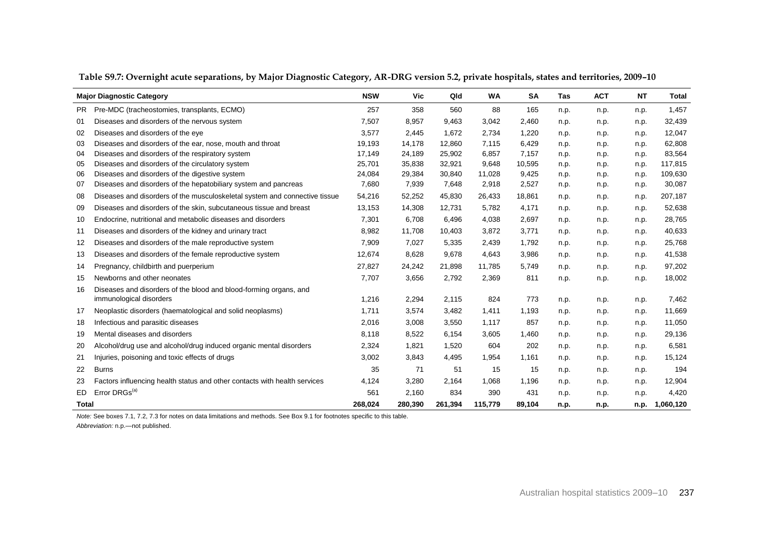**Table S9.7: Overnight acute separations, by Major Diagnostic Category, AR-DRG version 5.2, private hospitals, states and territories, 2009–10**

| Major Diagnostic Category | | NSW | Vic | Qld | WA | SA | Tas | ACT | NT | Total |
|---|---|---|---|---|---|---|---|---|---|---|
| PR | Pre-MDC (tracheostomies, transplants, ECMO) | 257 | 358 | 560 | 88 | 165 | n.p. | n.p. | n.p. | 1,457 |
| 01 | Diseases and disorders of the nervous system | 7,507 | 8,957 | 9,463 | 3,042 | 2,460 | n.p. | n.p. | n.p. | 32,439 |
| 02 | Diseases and disorders of the eye | 3,577 | 2,445 | 1,672 | 2,734 | 1,220 | n.p. | n.p. | n.p. | 12,047 |
| 03 | Diseases and disorders of the ear, nose, mouth and throat | 19,193 | 14,178 | 12,860 | 7,115 | 6,429 | n.p. | n.p. | n.p. | 62,808 |
| 04 | Diseases and disorders of the respiratory system | 17,149 | 24,189 | 25,902 | 6,857 | 7,157 | n.p. | n.p. | n.p. | 83,564 |
| 05 | Diseases and disorders of the circulatory system | 25,701 | 35,838 | 32,921 | 9,648 | 10,595 | n.p. | n.p. | n.p. | 117,815 |
| 06 | Diseases and disorders of the digestive system | 24,084 | 29,384 | 30,840 | 11,028 | 9,425 | n.p. | n.p. | n.p. | 109,630 |
| 07 | Diseases and disorders of the hepatobiliary system and pancreas | 7,680 | 7,939 | 7,648 | 2,918 | 2,527 | n.p. | n.p. | n.p. | 30,087 |
| 08 | Diseases and disorders of the musculoskeletal system and connective tissue | 54,216 | 52,252 | 45,830 | 26,433 | 18,861 | n.p. | n.p. | n.p. | 207,187 |
| 09 | Diseases and disorders of the skin, subcutaneous tissue and breast | 13,153 | 14,308 | 12,731 | 5,782 | 4,171 | n.p. | n.p. | n.p. | 52,638 |
| 10 | Endocrine, nutritional and metabolic diseases and disorders | 7,301 | 6,708 | 6,496 | 4,038 | 2,697 | n.p. | n.p. | n.p. | 28,765 |
| 11 | Diseases and disorders of the kidney and urinary tract | 8,982 | 11,708 | 10,403 | 3,872 | 3,771 | n.p. | n.p. | n.p. | 40,633 |
| 12 | Diseases and disorders of the male reproductive system | 7,909 | 7,027 | 5,335 | 2,439 | 1,792 | n.p. | n.p. | n.p. | 25,768 |
| 13 | Diseases and disorders of the female reproductive system | 12,674 | 8,628 | 9,678 | 4,643 | 3,986 | n.p. | n.p. | n.p. | 41,538 |
| 14 | Pregnancy, childbirth and puerperium | 27,827 | 24,242 | 21,898 | 11,785 | 5,749 | n.p. | n.p. | n.p. | 97,202 |
| 15 | Newborns and other neonates | 7,707 | 3,656 | 2,792 | 2,369 | 811 | n.p. | n.p. | n.p. | 18,002 |
| 16 | Diseases and disorders of the blood and blood-forming organs, and immunological disorders | 1,216 | 2,294 | 2,115 | 824 | 773 | n.p. | n.p. | n.p. | 7,462 |
| 17 | Neoplastic disorders (haematological and solid neoplasms) | 1,711 | 3,574 | 3,482 | 1,411 | 1,193 | n.p. | n.p. | n.p. | 11,669 |
| 18 | Infectious and parasitic diseases | 2,016 | 3,008 | 3,550 | 1,117 | 857 | n.p. | n.p. | n.p. | 11,050 |
| 19 | Mental diseases and disorders | 8,118 | 8,522 | 6,154 | 3,605 | 1,460 | n.p. | n.p. | n.p. | 29,136 |
| 20 | Alcohol/drug use and alcohol/drug induced organic mental disorders | 2,324 | 1,821 | 1,520 | 604 | 202 | n.p. | n.p. | n.p. | 6,581 |
| 21 | Injuries, poisoning and toxic effects of drugs | 3,002 | 3,843 | 4,495 | 1,954 | 1,161 | n.p. | n.p. | n.p. | 15,124 |
| 22 | Burns | 35 | 71 | 51 | 15 | 15 | n.p. | n.p. | n.p. | 194 |
| 23 | Factors influencing health status and other contacts with health services | 4,124 | 3,280 | 2,164 | 1,068 | 1,196 | n.p. | n.p. | n.p. | 12,904 |
| ED | Error DRGs[(a)] | 561 | 2,160 | 834 | 390 | 431 | n.p. | n.p. | n.p. | 4,420 |
| **Total** | | **268,024** | **280,390** | **261,394** | **115,779** | **89,104** | **n.p.** | **n.p.** | **n.p.** | **1,060,120** |

*Note:* See boxes 7.1, 7.2, 7.3 for notes on data limitations and methods. See Box 9.1 for footnotes specific to this table.

*Abbreviation:* n.p.—not published.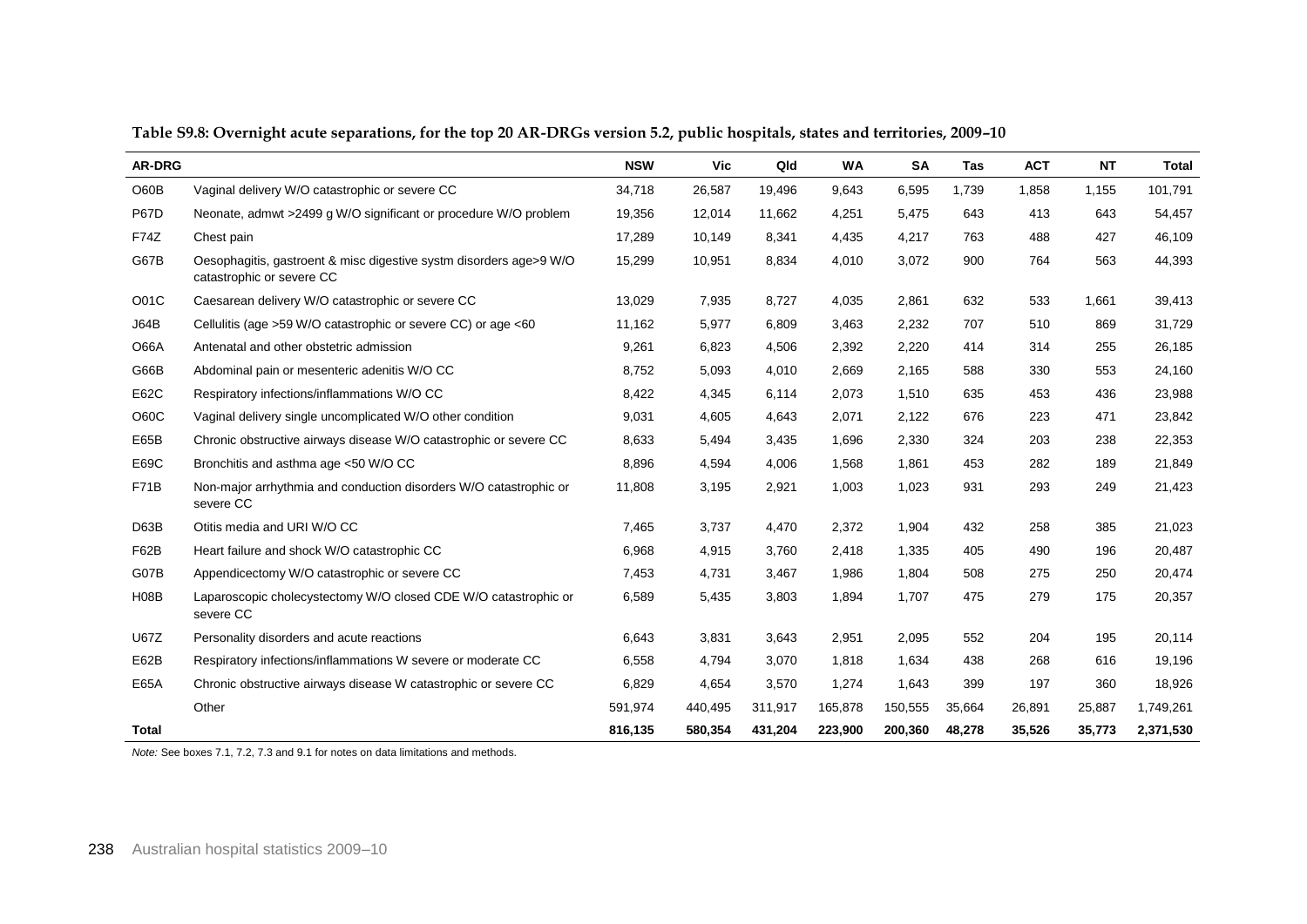**Table S9.8: Overnight acute separations, for the top 20 AR-DRGs version 5.2, public hospitals, states and territories, 2009–10**

| AR-DRG | | NSW | Vic | Qld | WA | SA | Tas | ACT | NT | Total |
|---|---|---|---|---|---|---|---|---|---|---|
| O60B | Vaginal delivery W/O catastrophic or severe CC | 34,718 | 26,587 | 19,496 | 9,643 | 6,595 | 1,739 | 1,858 | 1,155 | 101,791 |
| P67D | Neonate, admwt >2499 g W/O significant or procedure W/O problem | 19,356 | 12,014 | 11,662 | 4,251 | 5,475 | 643 | 413 | 643 | 54,457 |
| F74Z | Chest pain | 17,289 | 10,149 | 8,341 | 4,435 | 4,217 | 763 | 488 | 427 | 46,109 |
| G67B | Oesophagitis, gastroent & misc digestive systm disorders age>9 W/O catastrophic or severe CC | 15,299 | 10,951 | 8,834 | 4,010 | 3,072 | 900 | 764 | 563 | 44,393 |
| O01C | Caesarean delivery W/O catastrophic or severe CC | 13,029 | 7,935 | 8,727 | 4,035 | 2,861 | 632 | 533 | 1,661 | 39,413 |
| J64B | Cellulitis (age >59 W/O catastrophic or severe CC) or age <60 | 11,162 | 5,977 | 6,809 | 3,463 | 2,232 | 707 | 510 | 869 | 31,729 |
| O66A | Antenatal and other obstetric admission | 9,261 | 6,823 | 4,506 | 2,392 | 2,220 | 414 | 314 | 255 | 26,185 |
| G66B | Abdominal pain or mesenteric adenitis W/O CC | 8,752 | 5,093 | 4,010 | 2,669 | 2,165 | 588 | 330 | 553 | 24,160 |
| E62C | Respiratory infections/inflammations W/O CC | 8,422 | 4,345 | 6,114 | 2,073 | 1,510 | 635 | 453 | 436 | 23,988 |
| O60C | Vaginal delivery single uncomplicated W/O other condition | 9,031 | 4,605 | 4,643 | 2,071 | 2,122 | 676 | 223 | 471 | 23,842 |
| E65B | Chronic obstructive airways disease W/O catastrophic or severe CC | 8,633 | 5,494 | 3,435 | 1,696 | 2,330 | 324 | 203 | 238 | 22,353 |
| E69C | Bronchitis and asthma age <50 W/O CC | 8,896 | 4,594 | 4,006 | 1,568 | 1,861 | 453 | 282 | 189 | 21,849 |
| F71B | Non-major arrhythmia and conduction disorders W/O catastrophic or severe CC | 11,808 | 3,195 | 2,921 | 1,003 | 1,023 | 931 | 293 | 249 | 21,423 |
| D63B | Otitis media and URI W/O CC | 7,465 | 3,737 | 4,470 | 2,372 | 1,904 | 432 | 258 | 385 | 21,023 |
| F62B | Heart failure and shock W/O catastrophic CC | 6,968 | 4,915 | 3,760 | 2,418 | 1,335 | 405 | 490 | 196 | 20,487 |
| G07B | Appendicectomy W/O catastrophic or severe CC | 7,453 | 4,731 | 3,467 | 1,986 | 1,804 | 508 | 275 | 250 | 20,474 |
| H08B | Laparoscopic cholecystectomy W/O closed CDE W/O catastrophic or severe CC | 6,589 | 5,435 | 3,803 | 1,894 | 1,707 | 475 | 279 | 175 | 20,357 |
| U67Z | Personality disorders and acute reactions | 6,643 | 3,831 | 3,643 | 2,951 | 2,095 | 552 | 204 | 195 | 20,114 |
| E62B | Respiratory infections/inflammations W severe or moderate CC | 6,558 | 4,794 | 3,070 | 1,818 | 1,634 | 438 | 268 | 616 | 19,196 |
| E65A | Chronic obstructive airways disease W catastrophic or severe CC | 6,829 | 4,654 | 3,570 | 1,274 | 1,643 | 399 | 197 | 360 | 18,926 |
| | Other | 591,974 | 440,495 | 311,917 | 165,878 | 150,555 | 35,664 | 26,891 | 25,887 | 1,749,261 |
| **Total** | | **816,135** | **580,354** | **431,204** | **223,900** | **200,360** | **48,278** | **35,526** | **35,773** | **2,371,530** |

*Note:* See boxes 7.1, 7.2, 7.3 and 9.1 for notes on data limitations and methods.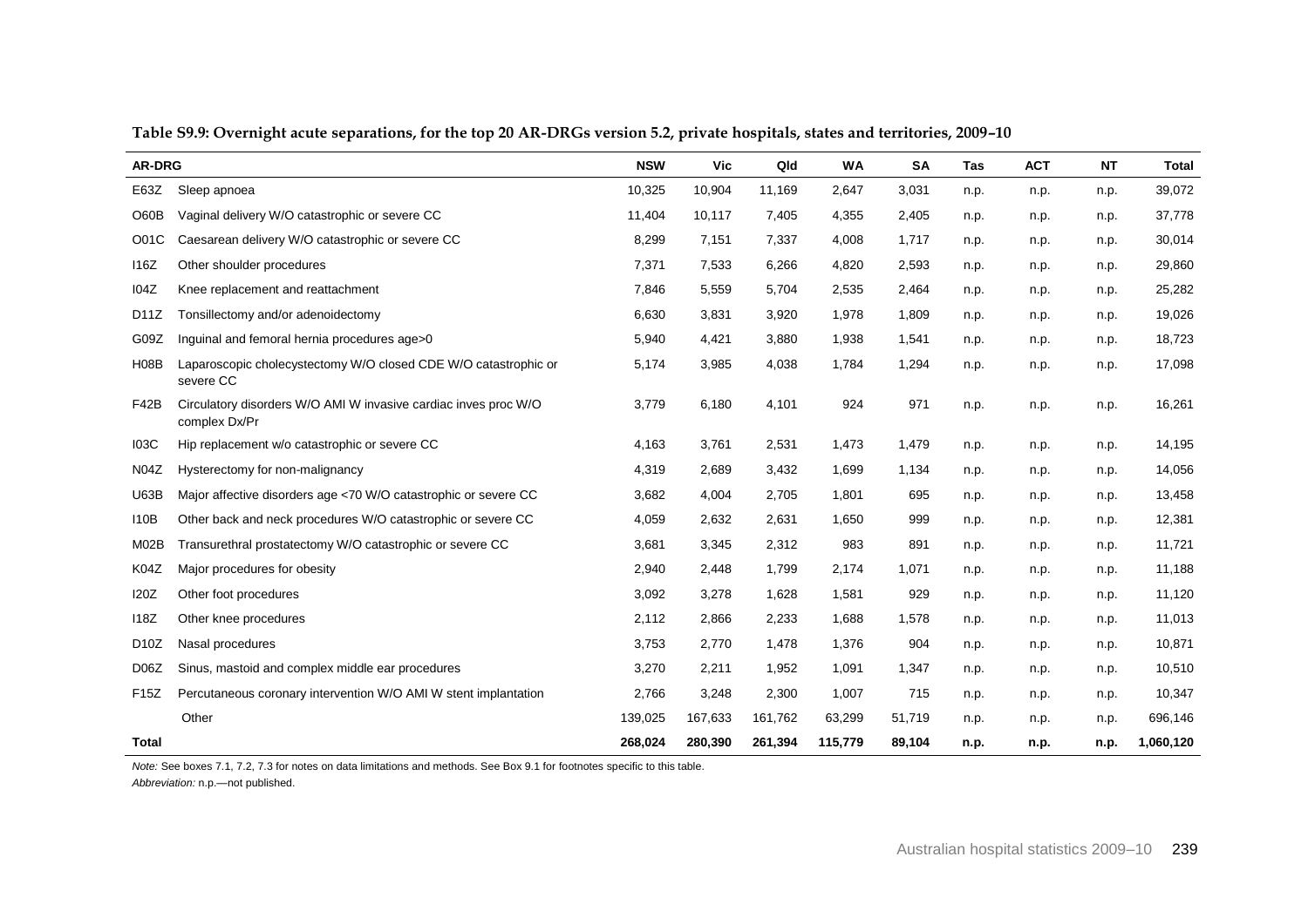**Table S9.9: Overnight acute separations, for the top 20 AR-DRGs version 5.2, private hospitals, states and territories, 2009–10**

| AR-DRG | | NSW | Vic | Qld | WA | SA | Tas | ACT | NT | Total |
|---|---|---|---|---|---|---|---|---|---|---|
| E63Z | Sleep apnoea | 10,325 | 10,904 | 11,169 | 2,647 | 3,031 | n.p. | n.p. | n.p. | 39,072 |
| O60B | Vaginal delivery W/O catastrophic or severe CC | 11,404 | 10,117 | 7,405 | 4,355 | 2,405 | n.p. | n.p. | n.p. | 37,778 |
| O01C | Caesarean delivery W/O catastrophic or severe CC | 8,299 | 7,151 | 7,337 | 4,008 | 1,717 | n.p. | n.p. | n.p. | 30,014 |
| I16Z | Other shoulder procedures | 7,371 | 7,533 | 6,266 | 4,820 | 2,593 | n.p. | n.p. | n.p. | 29,860 |
| I04Z | Knee replacement and reattachment | 7,846 | 5,559 | 5,704 | 2,535 | 2,464 | n.p. | n.p. | n.p. | 25,282 |
| D11Z | Tonsillectomy and/or adenoidectomy | 6,630 | 3,831 | 3,920 | 1,978 | 1,809 | n.p. | n.p. | n.p. | 19,026 |
| G09Z | Inguinal and femoral hernia procedures age>0 | 5,940 | 4,421 | 3,880 | 1,938 | 1,541 | n.p. | n.p. | n.p. | 18,723 |
| H08B | Laparoscopic cholecystectomy W/O closed CDE W/O catastrophic or severe CC | 5,174 | 3,985 | 4,038 | 1,784 | 1,294 | n.p. | n.p. | n.p. | 17,098 |
| F42B | Circulatory disorders W/O AMI W invasive cardiac inves proc W/O complex Dx/Pr | 3,779 | 6,180 | 4,101 | 924 | 971 | n.p. | n.p. | n.p. | 16,261 |
| I03C | Hip replacement w/o catastrophic or severe CC | 4,163 | 3,761 | 2,531 | 1,473 | 1,479 | n.p. | n.p. | n.p. | 14,195 |
| N04Z | Hysterectomy for non-malignancy | 4,319 | 2,689 | 3,432 | 1,699 | 1,134 | n.p. | n.p. | n.p. | 14,056 |
| U63B | Major affective disorders age <70 W/O catastrophic or severe CC | 3,682 | 4,004 | 2,705 | 1,801 | 695 | n.p. | n.p. | n.p. | 13,458 |
| I10B | Other back and neck procedures W/O catastrophic or severe CC | 4,059 | 2,632 | 2,631 | 1,650 | 999 | n.p. | n.p. | n.p. | 12,381 |
| M02B | Transurethral prostatectomy W/O catastrophic or severe CC | 3,681 | 3,345 | 2,312 | 983 | 891 | n.p. | n.p. | n.p. | 11,721 |
| K04Z | Major procedures for obesity | 2,940 | 2,448 | 1,799 | 2,174 | 1,071 | n.p. | n.p. | n.p. | 11,188 |
| I20Z | Other foot procedures | 3,092 | 3,278 | 1,628 | 1,581 | 929 | n.p. | n.p. | n.p. | 11,120 |
| I18Z | Other knee procedures | 2,112 | 2,866 | 2,233 | 1,688 | 1,578 | n.p. | n.p. | n.p. | 11,013 |
| D10Z | Nasal procedures | 3,753 | 2,770 | 1,478 | 1,376 | 904 | n.p. | n.p. | n.p. | 10,871 |
| D06Z | Sinus, mastoid and complex middle ear procedures | 3,270 | 2,211 | 1,952 | 1,091 | 1,347 | n.p. | n.p. | n.p. | 10,510 |
| F15Z | Percutaneous coronary intervention W/O AMI W stent implantation | 2,766 | 3,248 | 2,300 | 1,007 | 715 | n.p. | n.p. | n.p. | 10,347 |
| | Other | 139,025 | 167,633 | 161,762 | 63,299 | 51,719 | n.p. | n.p. | n.p. | 696,146 |
| **Total** | | **268,024** | **280,390** | **261,394** | **115,779** | **89,104** | **n.p.** | **n.p.** | **n.p.** | **1,060,120** |

*Note:* See boxes 7.1, 7.2, 7.3 for notes on data limitations and methods. See Box 9.1 for footnotes specific to this table.

*Abbreviation:* n.p.—not published.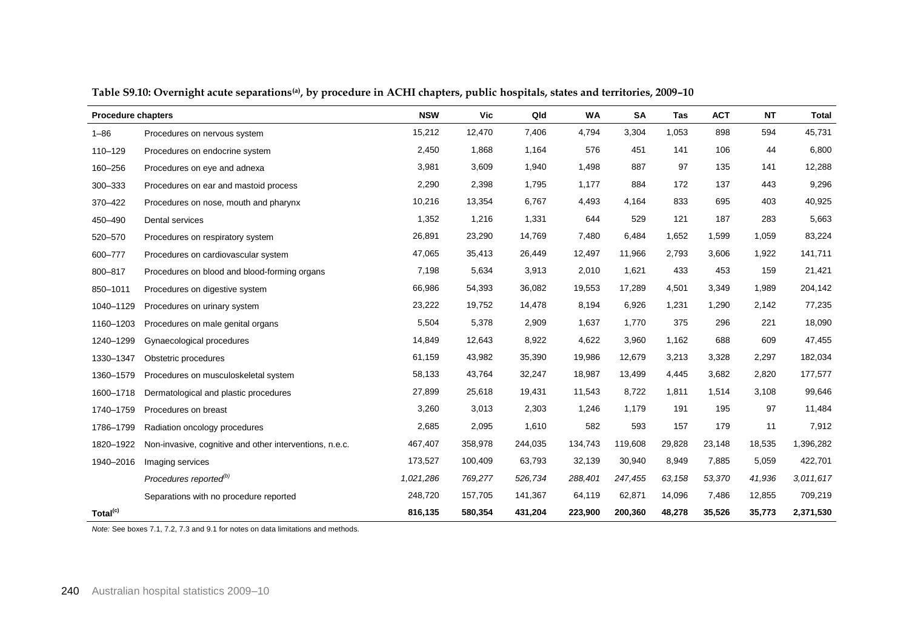**Table S9.10: Overnight acute separations[(a)], by procedure in ACHI chapters, public hospitals, states and territories, 2009–10**

| Procedure chapters | | NSW | Vic | Qld | WA | SA | Tas | ACT | NT | Total |
|---|---|---|---|---|---|---|---|---|---|---|
| 1–86 | Procedures on nervous system | 15,212 | 12,470 | 7,406 | 4,794 | 3,304 | 1,053 | 898 | 594 | 45,731 |
| 110–129 | Procedures on endocrine system | 2,450 | 1,868 | 1,164 | 576 | 451 | 141 | 106 | 44 | 6,800 |
| 160–256 | Procedures on eye and adnexa | 3,981 | 3,609 | 1,940 | 1,498 | 887 | 97 | 135 | 141 | 12,288 |
| 300–333 | Procedures on ear and mastoid process | 2,290 | 2,398 | 1,795 | 1,177 | 884 | 172 | 137 | 443 | 9,296 |
| 370–422 | Procedures on nose, mouth and pharynx | 10,216 | 13,354 | 6,767 | 4,493 | 4,164 | 833 | 695 | 403 | 40,925 |
| 450–490 | Dental services | 1,352 | 1,216 | 1,331 | 644 | 529 | 121 | 187 | 283 | 5,663 |
| 520–570 | Procedures on respiratory system | 26,891 | 23,290 | 14,769 | 7,480 | 6,484 | 1,652 | 1,599 | 1,059 | 83,224 |
| 600–777 | Procedures on cardiovascular system | 47,065 | 35,413 | 26,449 | 12,497 | 11,966 | 2,793 | 3,606 | 1,922 | 141,711 |
| 800–817 | Procedures on blood and blood-forming organs | 7,198 | 5,634 | 3,913 | 2,010 | 1,621 | 433 | 453 | 159 | 21,421 |
| 850–1011 | Procedures on digestive system | 66,986 | 54,393 | 36,082 | 19,553 | 17,289 | 4,501 | 3,349 | 1,989 | 204,142 |
| 1040–1129 | Procedures on urinary system | 23,222 | 19,752 | 14,478 | 8,194 | 6,926 | 1,231 | 1,290 | 2,142 | 77,235 |
| 1160–1203 | Procedures on male genital organs | 5,504 | 5,378 | 2,909 | 1,637 | 1,770 | 375 | 296 | 221 | 18,090 |
| 1240–1299 | Gynaecological procedures | 14,849 | 12,643 | 8,922 | 4,622 | 3,960 | 1,162 | 688 | 609 | 47,455 |
| 1330–1347 | Obstetric procedures | 61,159 | 43,982 | 35,390 | 19,986 | 12,679 | 3,213 | 3,328 | 2,297 | 182,034 |
| 1360–1579 | Procedures on musculoskeletal system | 58,133 | 43,764 | 32,247 | 18,987 | 13,499 | 4,445 | 3,682 | 2,820 | 177,577 |
| 1600–1718 | Dermatological and plastic procedures | 27,899 | 25,618 | 19,431 | 11,543 | 8,722 | 1,811 | 1,514 | 3,108 | 99,646 |
| 1740–1759 | Procedures on breast | 3,260 | 3,013 | 2,303 | 1,246 | 1,179 | 191 | 195 | 97 | 11,484 |
| 1786–1799 | Radiation oncology procedures | 2,685 | 2,095 | 1,610 | 582 | 593 | 157 | 179 | 11 | 7,912 |
| 1820–1922 | Non-invasive, cognitive and other interventions, n.e.c. | 467,407 | 358,978 | 244,035 | 134,743 | 119,608 | 29,828 | 23,148 | 18,535 | 1,396,282 |
| 1940–2016 | Imaging services | 173,527 | 100,409 | 63,793 | 32,139 | 30,940 | 8,949 | 7,885 | 5,059 | 422,701 |
| | *Procedures reported[(b)]* | *1,021,286* | *769,277* | *526,734* | *288,401* | *247,455* | *63,158* | *53,370* | *41,936* | *3,011,617* |
| | Separations with no procedure reported | 248,720 | 157,705 | 141,367 | 64,119 | 62,871 | 14,096 | 7,486 | 12,855 | 709,219 |
| **Total[(c)]** | | **816,135** | **580,354** | **431,204** | **223,900** | **200,360** | **48,278** | **35,526** | **35,773** | **2,371,530** |

*Note:* See boxes 7.1, 7.2, 7.3 and 9.1 for notes on data limitations and methods.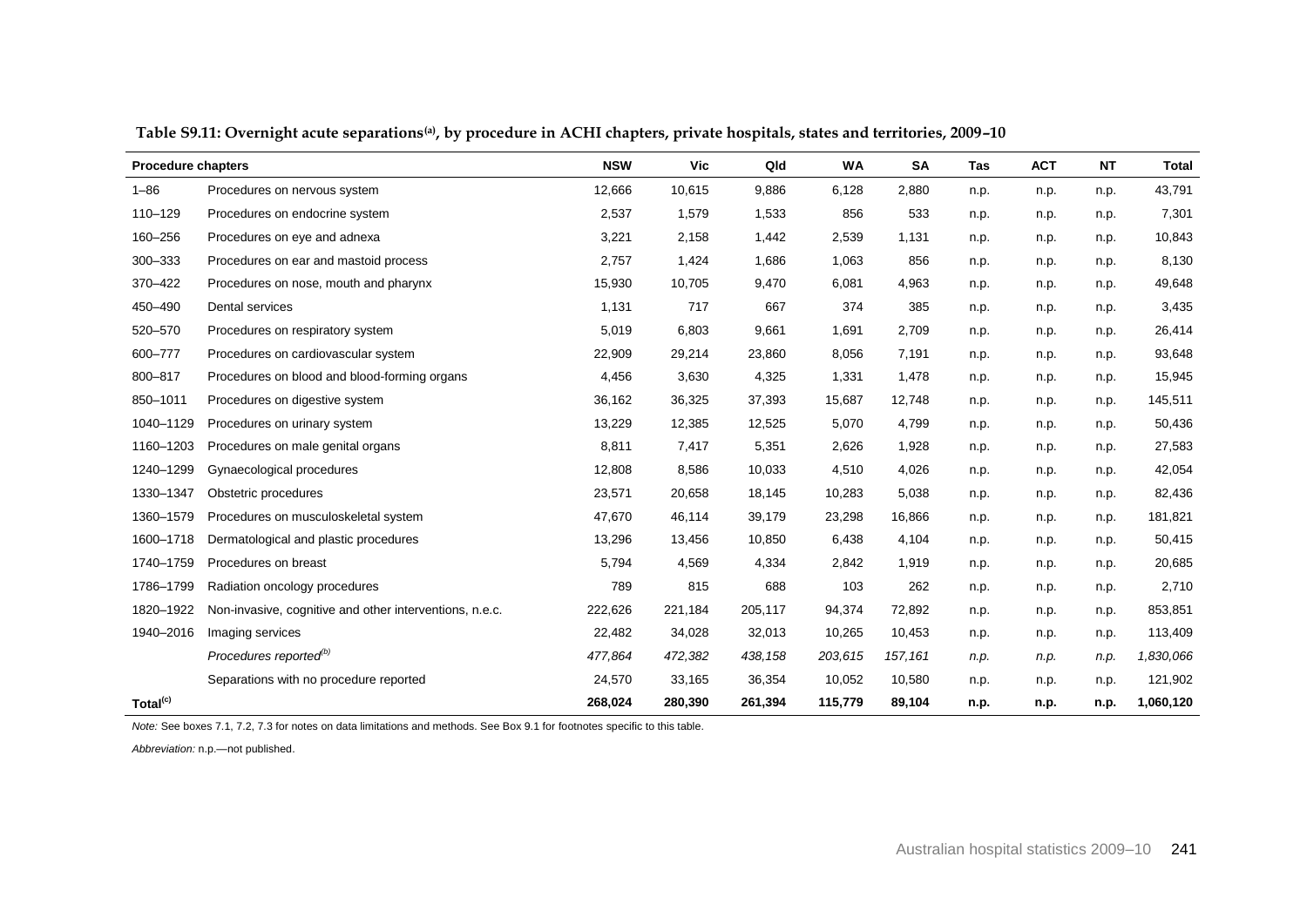**Table S9.11: Overnight acute separations[(a)], by procedure in ACHI chapters, private hospitals, states and territories, 2009–10**

| Procedure chapters | | NSW | Vic | Qld | WA | SA | Tas | ACT | NT | Total |
|---|---|---|---|---|---|---|---|---|---|---|
| 1–86 | Procedures on nervous system | 12,666 | 10,615 | 9,886 | 6,128 | 2,880 | n.p. | n.p. | n.p. | 43,791 |
| 110–129 | Procedures on endocrine system | 2,537 | 1,579 | 1,533 | 856 | 533 | n.p. | n.p. | n.p. | 7,301 |
| 160–256 | Procedures on eye and adnexa | 3,221 | 2,158 | 1,442 | 2,539 | 1,131 | n.p. | n.p. | n.p. | 10,843 |
| 300–333 | Procedures on ear and mastoid process | 2,757 | 1,424 | 1,686 | 1,063 | 856 | n.p. | n.p. | n.p. | 8,130 |
| 370–422 | Procedures on nose, mouth and pharynx | 15,930 | 10,705 | 9,470 | 6,081 | 4,963 | n.p. | n.p. | n.p. | 49,648 |
| 450–490 | Dental services | 1,131 | 717 | 667 | 374 | 385 | n.p. | n.p. | n.p. | 3,435 |
| 520–570 | Procedures on respiratory system | 5,019 | 6,803 | 9,661 | 1,691 | 2,709 | n.p. | n.p. | n.p. | 26,414 |
| 600–777 | Procedures on cardiovascular system | 22,909 | 29,214 | 23,860 | 8,056 | 7,191 | n.p. | n.p. | n.p. | 93,648 |
| 800–817 | Procedures on blood and blood-forming organs | 4,456 | 3,630 | 4,325 | 1,331 | 1,478 | n.p. | n.p. | n.p. | 15,945 |
| 850–1011 | Procedures on digestive system | 36,162 | 36,325 | 37,393 | 15,687 | 12,748 | n.p. | n.p. | n.p. | 145,511 |
| 1040–1129 | Procedures on urinary system | 13,229 | 12,385 | 12,525 | 5,070 | 4,799 | n.p. | n.p. | n.p. | 50,436 |
| 1160–1203 | Procedures on male genital organs | 8,811 | 7,417 | 5,351 | 2,626 | 1,928 | n.p. | n.p. | n.p. | 27,583 |
| 1240–1299 | Gynaecological procedures | 12,808 | 8,586 | 10,033 | 4,510 | 4,026 | n.p. | n.p. | n.p. | 42,054 |
| 1330–1347 | Obstetric procedures | 23,571 | 20,658 | 18,145 | 10,283 | 5,038 | n.p. | n.p. | n.p. | 82,436 |
| 1360–1579 | Procedures on musculoskeletal system | 47,670 | 46,114 | 39,179 | 23,298 | 16,866 | n.p. | n.p. | n.p. | 181,821 |
| 1600–1718 | Dermatological and plastic procedures | 13,296 | 13,456 | 10,850 | 6,438 | 4,104 | n.p. | n.p. | n.p. | 50,415 |
| 1740–1759 | Procedures on breast | 5,794 | 4,569 | 4,334 | 2,842 | 1,919 | n.p. | n.p. | n.p. | 20,685 |
| 1786–1799 | Radiation oncology procedures | 789 | 815 | 688 | 103 | 262 | n.p. | n.p. | n.p. | 2,710 |
| 1820–1922 | Non-invasive, cognitive and other interventions, n.e.c. | 222,626 | 221,184 | 205,117 | 94,374 | 72,892 | n.p. | n.p. | n.p. | 853,851 |
| 1940–2016 | Imaging services | 22,482 | 34,028 | 32,013 | 10,265 | 10,453 | n.p. | n.p. | n.p. | 113,409 |
| | *Procedures reported[(b)]* | *477,864* | *472,382* | *438,158* | *203,615* | *157,161* | *n.p.* | *n.p.* | *n.p.* | *1,830,066* |
| | Separations with no procedure reported | 24,570 | 33,165 | 36,354 | 10,052 | 10,580 | n.p. | n.p. | n.p. | 121,902 |
| **Total[(c)]** | | **268,024** | **280,390** | **261,394** | **115,779** | **89,104** | **n.p.** | **n.p.** | **n.p.** | **1,060,120** |

*Note:* See boxes 7.1, 7.2, 7.3 for notes on data limitations and methods. See Box 9.1 for footnotes specific to this table.

*Abbreviation:* n.p.—not published.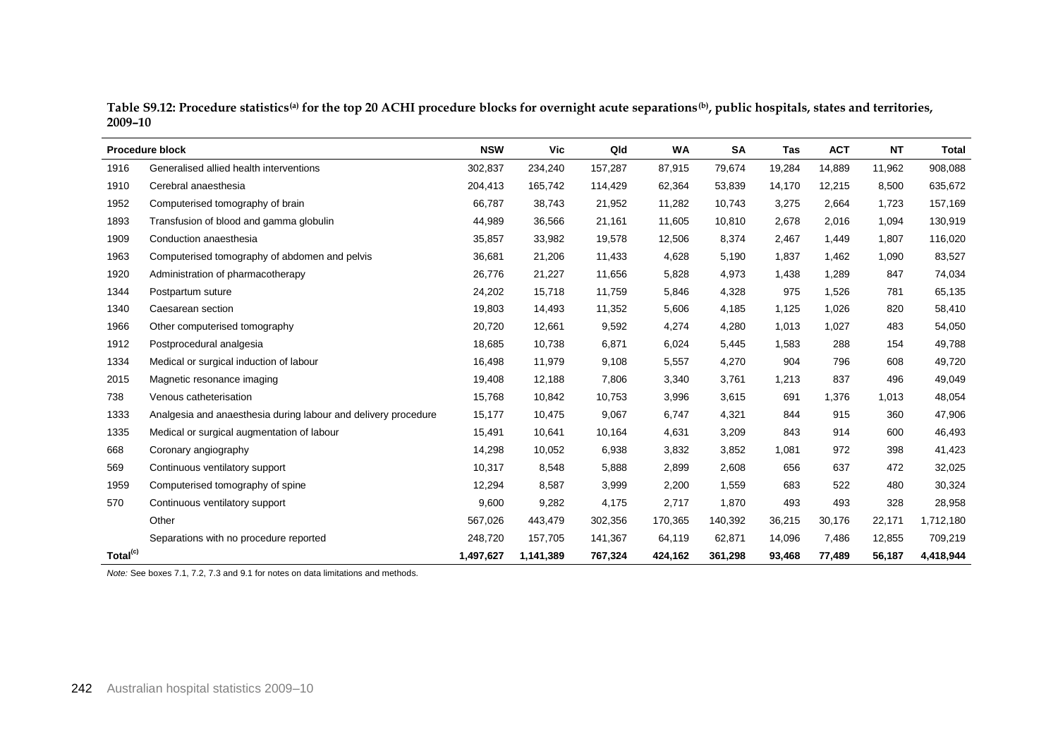**Table S9.12: Procedure statistics[(a)] for the top 20 ACHI procedure blocks for overnight acute separations[(b)], public hospitals, states and territories, 2009–10**

| Procedure block | | NSW | Vic | Qld | WA | SA | Tas | ACT | NT | Total |
|---|---|---|---|---|---|---|---|---|---|---|
| 1916 | Generalised allied health interventions | 302,837 | 234,240 | 157,287 | 87,915 | 79,674 | 19,284 | 14,889 | 11,962 | 908,088 |
| 1910 | Cerebral anaesthesia | 204,413 | 165,742 | 114,429 | 62,364 | 53,839 | 14,170 | 12,215 | 8,500 | 635,672 |
| 1952 | Computerised tomography of brain | 66,787 | 38,743 | 21,952 | 11,282 | 10,743 | 3,275 | 2,664 | 1,723 | 157,169 |
| 1893 | Transfusion of blood and gamma globulin | 44,989 | 36,566 | 21,161 | 11,605 | 10,810 | 2,678 | 2,016 | 1,094 | 130,919 |
| 1909 | Conduction anaesthesia | 35,857 | 33,982 | 19,578 | 12,506 | 8,374 | 2,467 | 1,449 | 1,807 | 116,020 |
| 1963 | Computerised tomography of abdomen and pelvis | 36,681 | 21,206 | 11,433 | 4,628 | 5,190 | 1,837 | 1,462 | 1,090 | 83,527 |
| 1920 | Administration of pharmacotherapy | 26,776 | 21,227 | 11,656 | 5,828 | 4,973 | 1,438 | 1,289 | 847 | 74,034 |
| 1344 | Postpartum suture | 24,202 | 15,718 | 11,759 | 5,846 | 4,328 | 975 | 1,526 | 781 | 65,135 |
| 1340 | Caesarean section | 19,803 | 14,493 | 11,352 | 5,606 | 4,185 | 1,125 | 1,026 | 820 | 58,410 |
| 1966 | Other computerised tomography | 20,720 | 12,661 | 9,592 | 4,274 | 4,280 | 1,013 | 1,027 | 483 | 54,050 |
| 1912 | Postprocedural analgesia | 18,685 | 10,738 | 6,871 | 6,024 | 5,445 | 1,583 | 288 | 154 | 49,788 |
| 1334 | Medical or surgical induction of labour | 16,498 | 11,979 | 9,108 | 5,557 | 4,270 | 904 | 796 | 608 | 49,720 |
| 2015 | Magnetic resonance imaging | 19,408 | 12,188 | 7,806 | 3,340 | 3,761 | 1,213 | 837 | 496 | 49,049 |
| 738 | Venous catheterisation | 15,768 | 10,842 | 10,753 | 3,996 | 3,615 | 691 | 1,376 | 1,013 | 48,054 |
| 1333 | Analgesia and anaesthesia during labour and delivery procedure | 15,177 | 10,475 | 9,067 | 6,747 | 4,321 | 844 | 915 | 360 | 47,906 |
| 1335 | Medical or surgical augmentation of labour | 15,491 | 10,641 | 10,164 | 4,631 | 3,209 | 843 | 914 | 600 | 46,493 |
| 668 | Coronary angiography | 14,298 | 10,052 | 6,938 | 3,832 | 3,852 | 1,081 | 972 | 398 | 41,423 |
| 569 | Continuous ventilatory support | 10,317 | 8,548 | 5,888 | 2,899 | 2,608 | 656 | 637 | 472 | 32,025 |
| 1959 | Computerised tomography of spine | 12,294 | 8,587 | 3,999 | 2,200 | 1,559 | 683 | 522 | 480 | 30,324 |
| 570 | Continuous ventilatory support | 9,600 | 9,282 | 4,175 | 2,717 | 1,870 | 493 | 493 | 328 | 28,958 |
| | Other | 567,026 | 443,479 | 302,356 | 170,365 | 140,392 | 36,215 | 30,176 | 22,171 | 1,712,180 |
| | Separations with no procedure reported | 248,720 | 157,705 | 141,367 | 64,119 | 62,871 | 14,096 | 7,486 | 12,855 | 709,219 |
| **Total[(c)]** | | **1,497,627** | **1,141,389** | **767,324** | **424,162** | **361,298** | **93,468** | **77,489** | **56,187** | **4,418,944** |

*Note:* See boxes 7.1, 7.2, 7.3 and 9.1 for notes on data limitations and methods.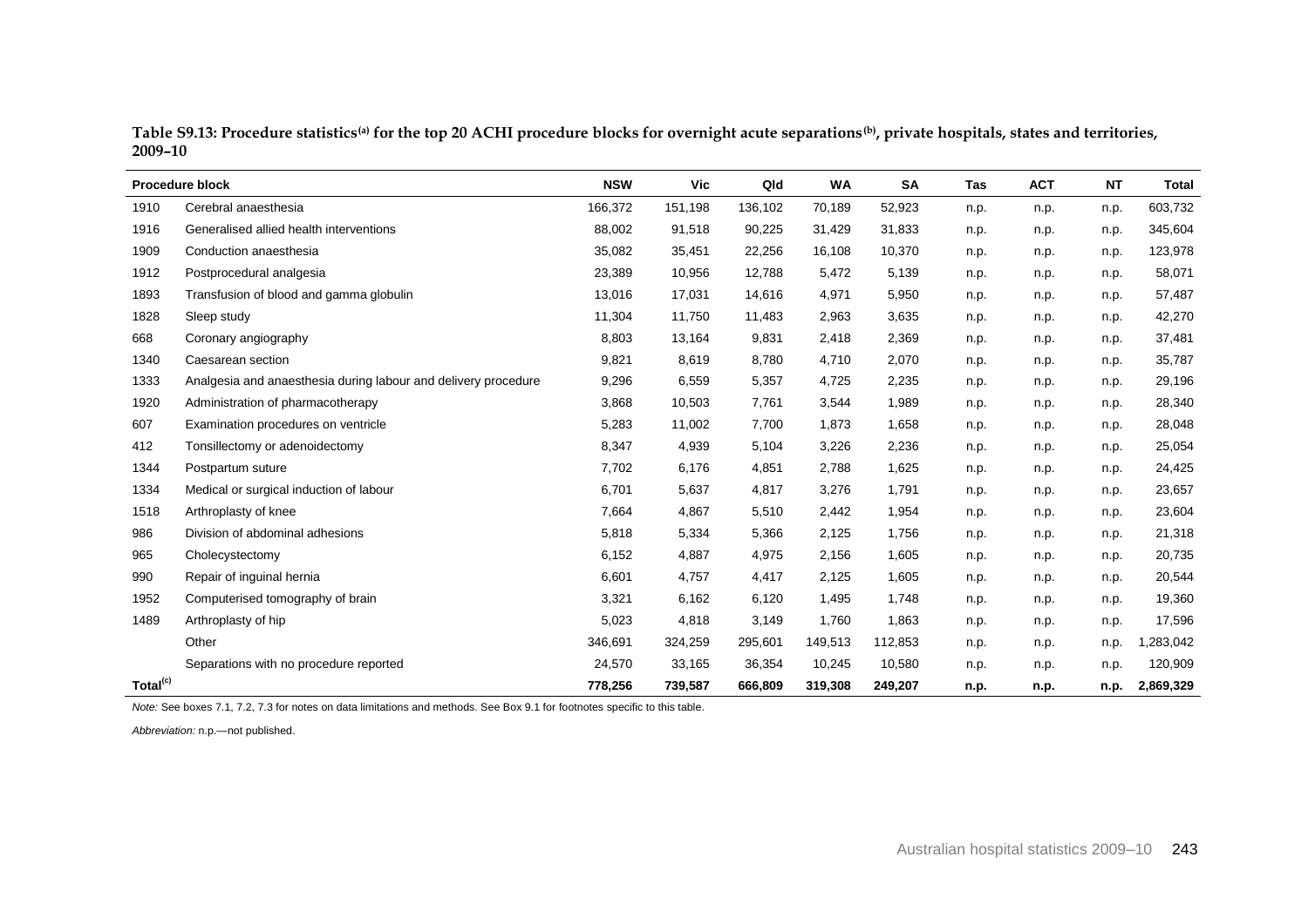**Table S9.13: Procedure statistics[(a)] for the top 20 ACHI procedure blocks for overnight acute separations[(b)], private hospitals, states and territories, 2009–10**

| Procedure block | | NSW | Vic | Qld | WA | SA | Tas | ACT | NT | Total |
|---|---|---|---|---|---|---|---|---|---|---|
| 1910 | Cerebral anaesthesia | 166,372 | 151,198 | 136,102 | 70,189 | 52,923 | n.p. | n.p. | n.p. | 603,732 |
| 1916 | Generalised allied health interventions | 88,002 | 91,518 | 90,225 | 31,429 | 31,833 | n.p. | n.p. | n.p. | 345,604 |
| 1909 | Conduction anaesthesia | 35,082 | 35,451 | 22,256 | 16,108 | 10,370 | n.p. | n.p. | n.p. | 123,978 |
| 1912 | Postprocedural analgesia | 23,389 | 10,956 | 12,788 | 5,472 | 5,139 | n.p. | n.p. | n.p. | 58,071 |
| 1893 | Transfusion of blood and gamma globulin | 13,016 | 17,031 | 14,616 | 4,971 | 5,950 | n.p. | n.p. | n.p. | 57,487 |
| 1828 | Sleep study | 11,304 | 11,750 | 11,483 | 2,963 | 3,635 | n.p. | n.p. | n.p. | 42,270 |
| 668 | Coronary angiography | 8,803 | 13,164 | 9,831 | 2,418 | 2,369 | n.p. | n.p. | n.p. | 37,481 |
| 1340 | Caesarean section | 9,821 | 8,619 | 8,780 | 4,710 | 2,070 | n.p. | n.p. | n.p. | 35,787 |
| 1333 | Analgesia and anaesthesia during labour and delivery procedure | 9,296 | 6,559 | 5,357 | 4,725 | 2,235 | n.p. | n.p. | n.p. | 29,196 |
| 1920 | Administration of pharmacotherapy | 3,868 | 10,503 | 7,761 | 3,544 | 1,989 | n.p. | n.p. | n.p. | 28,340 |
| 607 | Examination procedures on ventricle | 5,283 | 11,002 | 7,700 | 1,873 | 1,658 | n.p. | n.p. | n.p. | 28,048 |
| 412 | Tonsillectomy or adenoidectomy | 8,347 | 4,939 | 5,104 | 3,226 | 2,236 | n.p. | n.p. | n.p. | 25,054 |
| 1344 | Postpartum suture | 7,702 | 6,176 | 4,851 | 2,788 | 1,625 | n.p. | n.p. | n.p. | 24,425 |
| 1334 | Medical or surgical induction of labour | 6,701 | 5,637 | 4,817 | 3,276 | 1,791 | n.p. | n.p. | n.p. | 23,657 |
| 1518 | Arthroplasty of knee | 7,664 | 4,867 | 5,510 | 2,442 | 1,954 | n.p. | n.p. | n.p. | 23,604 |
| 986 | Division of abdominal adhesions | 5,818 | 5,334 | 5,366 | 2,125 | 1,756 | n.p. | n.p. | n.p. | 21,318 |
| 965 | Cholecystectomy | 6,152 | 4,887 | 4,975 | 2,156 | 1,605 | n.p. | n.p. | n.p. | 20,735 |
| 990 | Repair of inguinal hernia | 6,601 | 4,757 | 4,417 | 2,125 | 1,605 | n.p. | n.p. | n.p. | 20,544 |
| 1952 | Computerised tomography of brain | 3,321 | 6,162 | 6,120 | 1,495 | 1,748 | n.p. | n.p. | n.p. | 19,360 |
| 1489 | Arthroplasty of hip | 5,023 | 4,818 | 3,149 | 1,760 | 1,863 | n.p. | n.p. | n.p. | 17,596 |
| | Other | 346,691 | 324,259 | 295,601 | 149,513 | 112,853 | n.p. | n.p. | n.p. | 1,283,042 |
| | Separations with no procedure reported | 24,570 | 33,165 | 36,354 | 10,245 | 10,580 | n.p. | n.p. | n.p. | 120,909 |
| **Total[(c)]** | | **778,256** | **739,587** | **666,809** | **319,308** | **249,207** | **n.p.** | **n.p.** | **n.p.** | **2,869,329** |

*Note:* See boxes 7.1, 7.2, 7.3 for notes on data limitations and methods. See Box 9.1 for footnotes specific to this table.

*Abbreviation:* n.p.—not published.